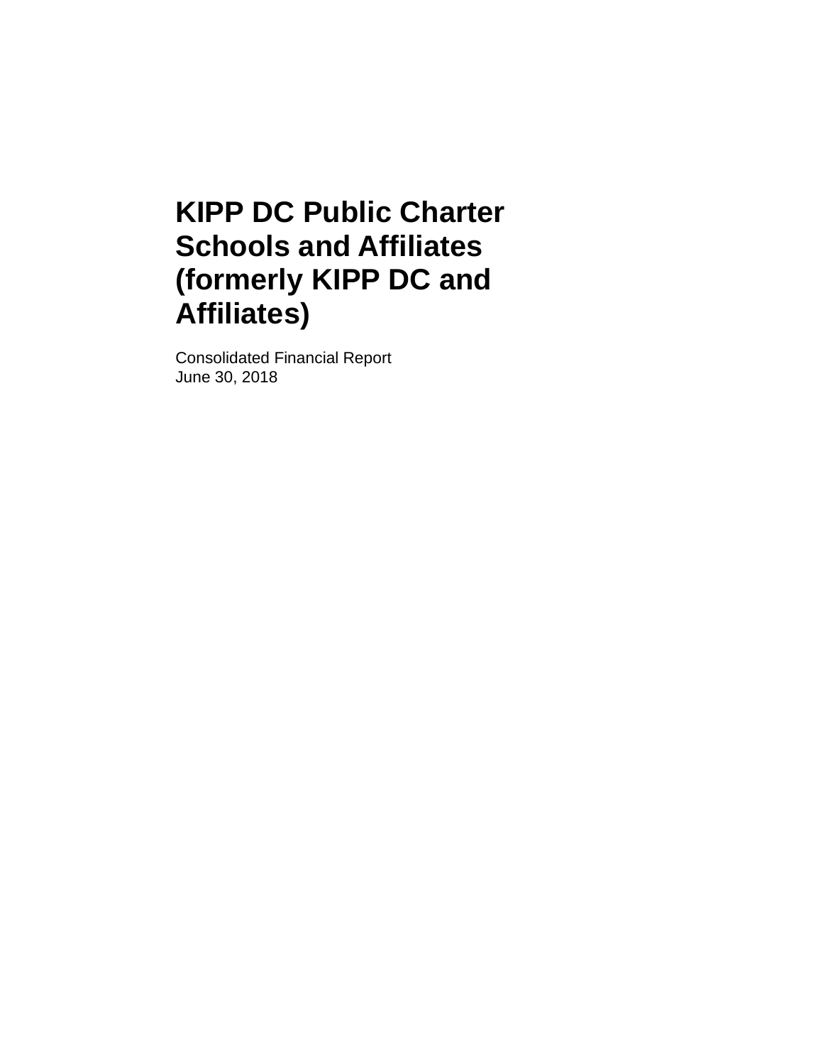# KIPP DC Public Charter Schools and Affiliates (formerly KIPP DC and Affiliates)

Consolidated Financial Report
June 30, 2018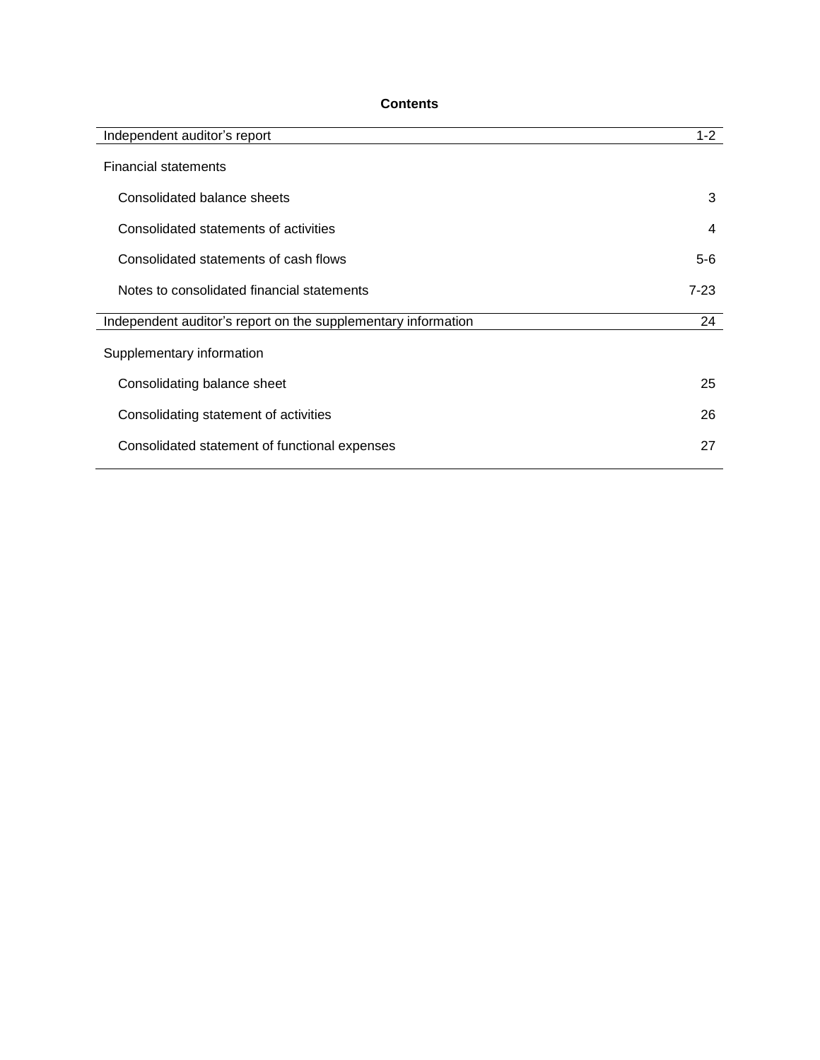# Contents

| | |
|---|---|
| Independent auditor's report | 1-2 |
| Financial statements | |
| Consolidated balance sheets | 3 |
| Consolidated statements of activities | 4 |
| Consolidated statements of cash flows | 5-6 |
| Notes to consolidated financial statements | 7-23 |
| Independent auditor's report on the supplementary information | 24 |
| Supplementary information | |
| Consolidating balance sheet | 25 |
| Consolidating statement of activities | 26 |
| Consolidated statement of functional expenses | 27 |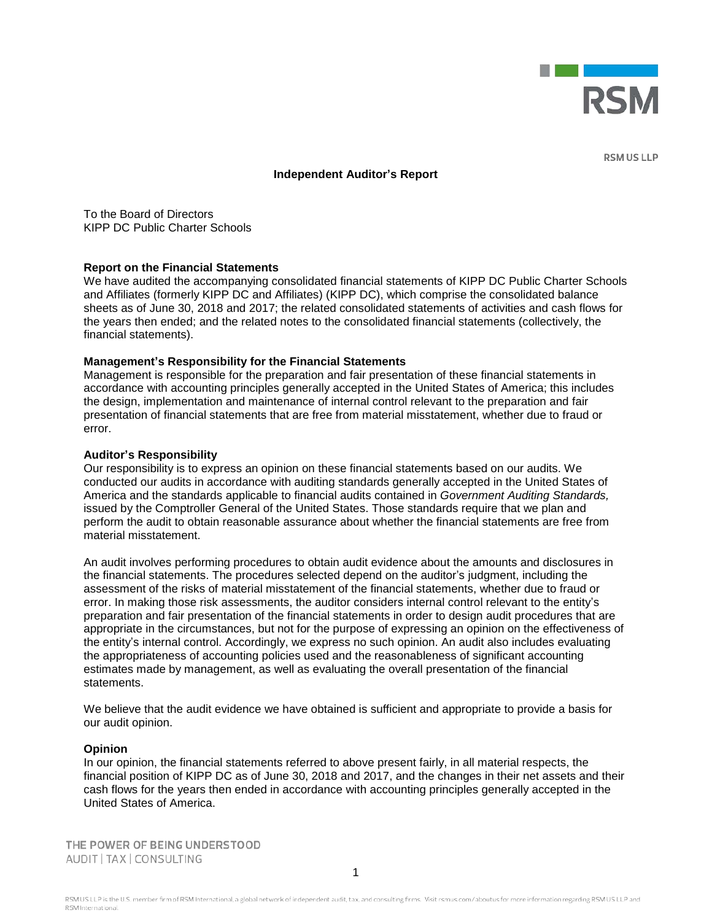RSM US LLP

# Independent Auditor's Report

To the Board of Directors
KIPP DC Public Charter Schools

**Report on the Financial Statements**

We have audited the accompanying consolidated financial statements of KIPP DC Public Charter Schools and Affiliates (formerly KIPP DC and Affiliates) (KIPP DC), which comprise the consolidated balance sheets as of June 30, 2018 and 2017; the related consolidated statements of activities and cash flows for the years then ended; and the related notes to the consolidated financial statements (collectively, the financial statements).

**Management's Responsibility for the Financial Statements**

Management is responsible for the preparation and fair presentation of these financial statements in accordance with accounting principles generally accepted in the United States of America; this includes the design, implementation and maintenance of internal control relevant to the preparation and fair presentation of financial statements that are free from material misstatement, whether due to fraud or error.

**Auditor's Responsibility**

Our responsibility is to express an opinion on these financial statements based on our audits. We conducted our audits in accordance with auditing standards generally accepted in the United States of America and the standards applicable to financial audits contained in *Government Auditing Standards,* issued by the Comptroller General of the United States. Those standards require that we plan and perform the audit to obtain reasonable assurance about whether the financial statements are free from material misstatement.

An audit involves performing procedures to obtain audit evidence about the amounts and disclosures in the financial statements. The procedures selected depend on the auditor's judgment, including the assessment of the risks of material misstatement of the financial statements, whether due to fraud or error. In making those risk assessments, the auditor considers internal control relevant to the entity's preparation and fair presentation of the financial statements in order to design audit procedures that are appropriate in the circumstances, but not for the purpose of expressing an opinion on the effectiveness of the entity's internal control. Accordingly, we express no such opinion. An audit also includes evaluating the appropriateness of accounting policies used and the reasonableness of significant accounting estimates made by management, as well as evaluating the overall presentation of the financial statements.

We believe that the audit evidence we have obtained is sufficient and appropriate to provide a basis for our audit opinion.

**Opinion**

In our opinion, the financial statements referred to above present fairly, in all material respects, the financial position of KIPP DC as of June 30, 2018 and 2017, and the changes in their net assets and their cash flows for the years then ended in accordance with accounting principles generally accepted in the United States of America.

THE POWER OF BEING UNDERSTOOD
AUDIT | TAX | CONSULTING

RSM US LLP is the U.S. member firm of RSM International, a global network of independent audit, tax, and consulting firms. Visit rsmus.com/aboutus for more information regarding RSM US LLP and RSM International.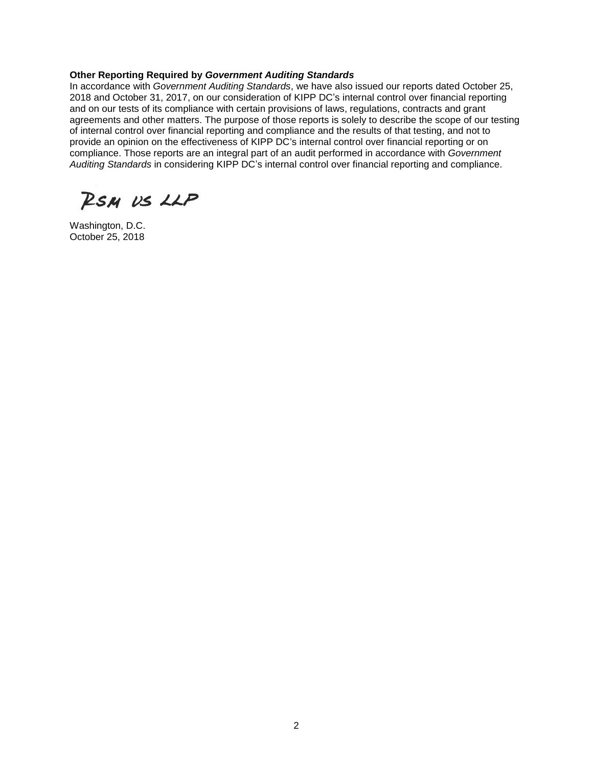**Other Reporting Required by *Government Auditing Standards***

In accordance with *Government Auditing Standards*, we have also issued our reports dated October 25, 2018 and October 31, 2017, on our consideration of KIPP DC's internal control over financial reporting and on our tests of its compliance with certain provisions of laws, regulations, contracts and grant agreements and other matters. The purpose of those reports is solely to describe the scope of our testing of internal control over financial reporting and compliance and the results of that testing, and not to provide an opinion on the effectiveness of KIPP DC's internal control over financial reporting or on compliance. Those reports are an integral part of an audit performed in accordance with *Government Auditing Standards* in considering KIPP DC's internal control over financial reporting and compliance.

RSM US LLP

Washington, D.C.
October 25, 2018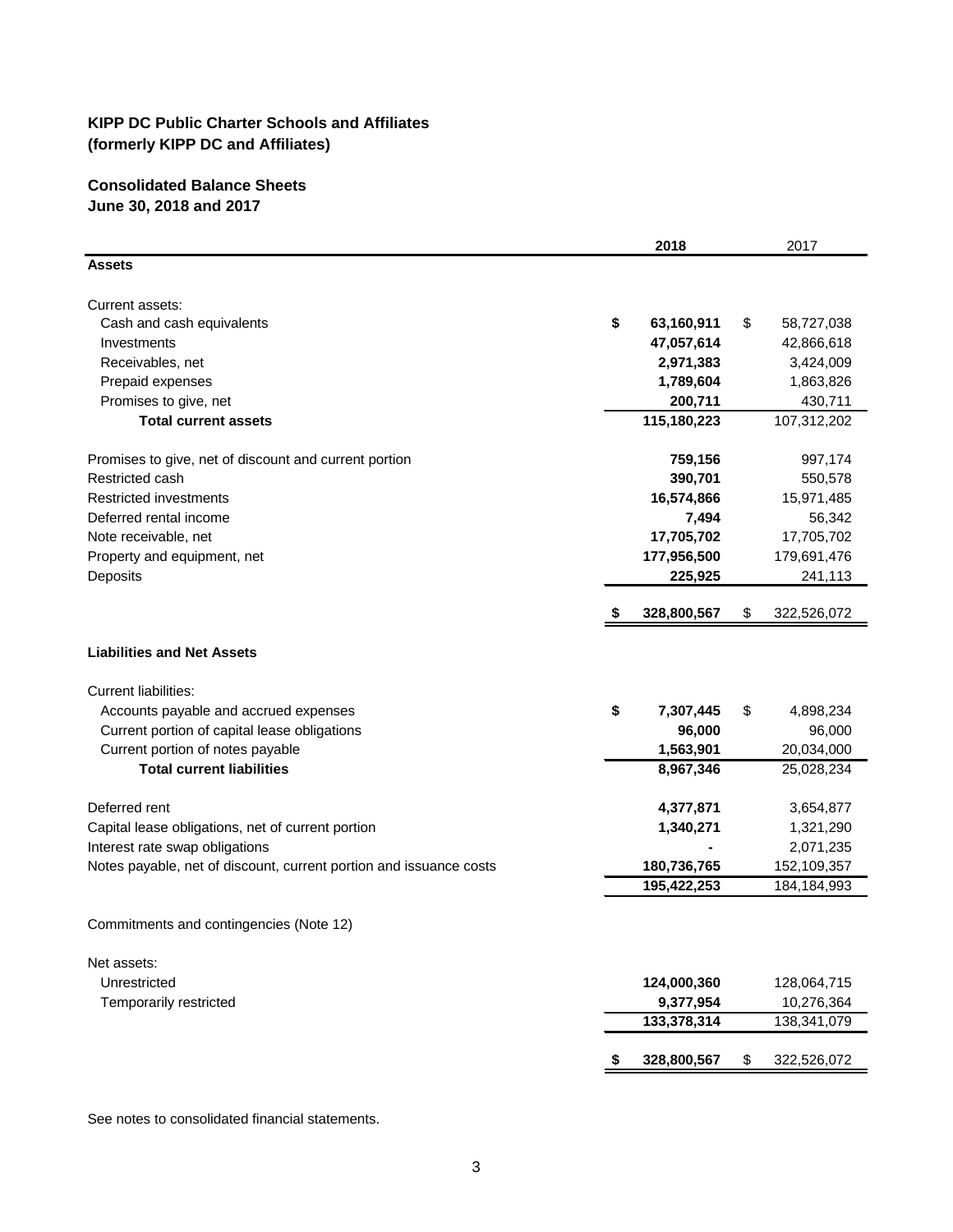**KIPP DC Public Charter Schools and Affiliates**
**(formerly KIPP DC and Affiliates)**

**Consolidated Balance Sheets**
**June 30, 2018 and 2017**

| | 2018 | 2017 |
|---|---|---|
| **Assets** | | |
| Current assets: | | |
| Cash and cash equivalents | **$ 63,160,911** | $ 58,727,038 |
| Investments | **47,057,614** | 42,866,618 |
| Receivables, net | **2,971,383** | 3,424,009 |
| Prepaid expenses | **1,789,604** | 1,863,826 |
| Promises to give, net | **200,711** | 430,711 |
| **Total current assets** | **115,180,223** | 107,312,202 |
| Promises to give, net of discount and current portion | **759,156** | 997,174 |
| Restricted cash | **390,701** | 550,578 |
| Restricted investments | **16,574,866** | 15,971,485 |
| Deferred rental income | **7,494** | 56,342 |
| Note receivable, net | **17,705,702** | 17,705,702 |
| Property and equipment, net | **177,956,500** | 179,691,476 |
| Deposits | **225,925** | 241,113 |
| | **$ 328,800,567** | $ 322,526,072 |
| **Liabilities and Net Assets** | | |
| Current liabilities: | | |
| Accounts payable and accrued expenses | **$ 7,307,445** | $ 4,898,234 |
| Current portion of capital lease obligations | **96,000** | 96,000 |
| Current portion of notes payable | **1,563,901** | 20,034,000 |
| **Total current liabilities** | **8,967,346** | 25,028,234 |
| Deferred rent | **4,377,871** | 3,654,877 |
| Capital lease obligations, net of current portion | **1,340,271** | 1,321,290 |
| Interest rate swap obligations | **-** | 2,071,235 |
| Notes payable, net of discount, current portion and issuance costs | **180,736,765** | 152,109,357 |
| | **195,422,253** | 184,184,993 |
| Commitments and contingencies (Note 12) | | |
| Net assets: | | |
| Unrestricted | **124,000,360** | 128,064,715 |
| Temporarily restricted | **9,377,954** | 10,276,364 |
| | **133,378,314** | 138,341,079 |
| | **$ 328,800,567** | $ 322,526,072 |

See notes to consolidated financial statements.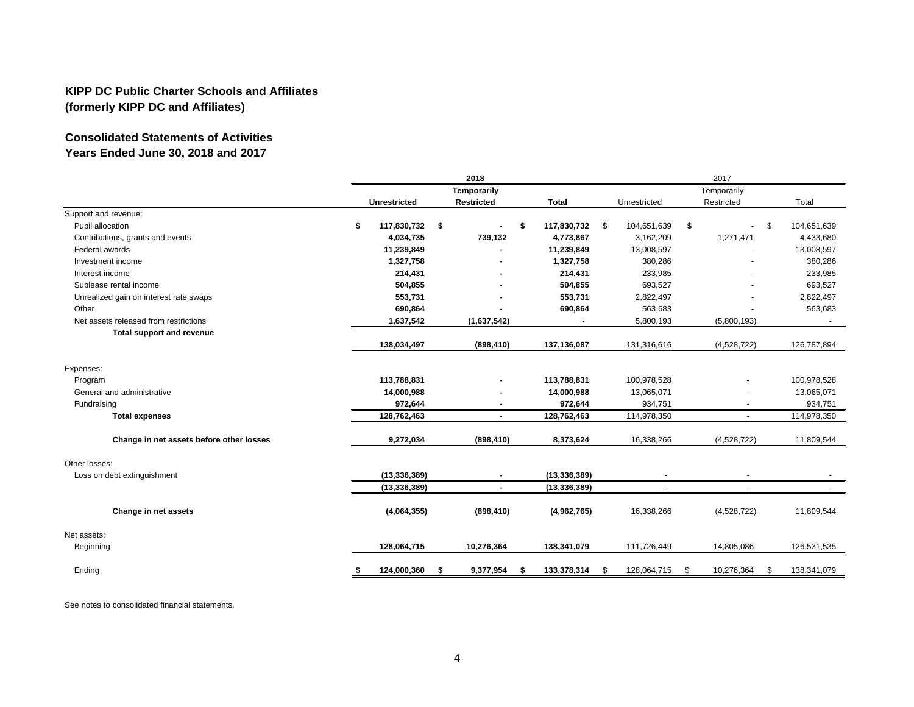## KIPP DC Public Charter Schools and Affiliates
## (formerly KIPP DC and Affiliates)

## Consolidated Statements of Activities
## Years Ended June 30, 2018 and 2017

| | 2018 | | | 2017 | | |
|---|---|---|---|---|---|---|
| | Unrestricted | Temporarily Restricted | Total | Unrestricted | Temporarily Restricted | Total |
| Support and revenue: | | | | | | |
| Pupil allocation | $ 117,830,732 | $ - | $ 117,830,732 | $ 104,651,639 | $ - | $ 104,651,639 |
| Contributions, grants and events | 4,034,735 | 739,132 | 4,773,867 | 3,162,209 | 1,271,471 | 4,433,680 |
| Federal awards | 11,239,849 | - | 11,239,849 | 13,008,597 | - | 13,008,597 |
| Investment income | 1,327,758 | - | 1,327,758 | 380,286 | - | 380,286 |
| Interest income | 214,431 | - | 214,431 | 233,985 | - | 233,985 |
| Sublease rental income | 504,855 | - | 504,855 | 693,527 | - | 693,527 |
| Unrealized gain on interest rate swaps | 553,731 | - | 553,731 | 2,822,497 | - | 2,822,497 |
| Other | 690,864 | - | 690,864 | 563,683 | - | 563,683 |
| Net assets released from restrictions | 1,637,542 | (1,637,542) | - | 5,800,193 | (5,800,193) | - |
| **Total support and revenue** | 138,034,497 | (898,410) | 137,136,087 | 131,316,616 | (4,528,722) | 126,787,894 |
| Expenses: | | | | | | |
| Program | 113,788,831 | - | 113,788,831 | 100,978,528 | - | 100,978,528 |
| General and administrative | 14,000,988 | - | 14,000,988 | 13,065,071 | - | 13,065,071 |
| Fundraising | 972,644 | - | 972,644 | 934,751 | - | 934,751 |
| **Total expenses** | 128,762,463 | - | 128,762,463 | 114,978,350 | - | 114,978,350 |
| **Change in net assets before other losses** | 9,272,034 | (898,410) | 8,373,624 | 16,338,266 | (4,528,722) | 11,809,544 |
| Other losses: | | | | | | |
| Loss on debt extinguishment | (13,336,389) | - | (13,336,389) | - | - | - |
| | (13,336,389) | - | (13,336,389) | - | - | - |
| **Change in net assets** | (4,064,355) | (898,410) | (4,962,765) | 16,338,266 | (4,528,722) | 11,809,544 |
| Net assets: | | | | | | |
| Beginning | 128,064,715 | 10,276,364 | 138,341,079 | 111,726,449 | 14,805,086 | 126,531,535 |
| Ending | $ 124,000,360 | $ 9,377,954 | $ 133,378,314 | $ 128,064,715 | $ 10,276,364 | $ 138,341,079 |

See notes to consolidated financial statements.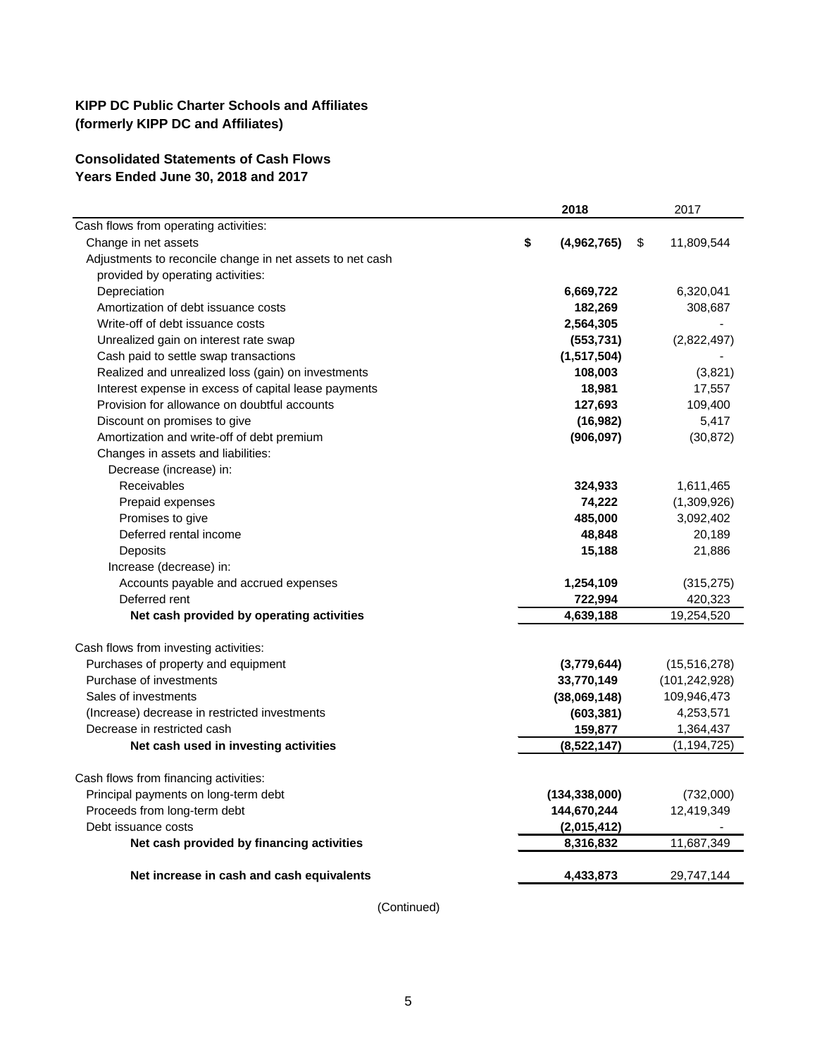**KIPP DC Public Charter Schools and Affiliates**
**(formerly KIPP DC and Affiliates)**

**Consolidated Statements of Cash Flows**
**Years Ended June 30, 2018 and 2017**

| | **2018** | 2017 |
|---|---|---|
| Cash flows from operating activities: | | |
| Change in net assets | **$ (4,962,765)** | $ 11,809,544 |
| Adjustments to reconcile change in net assets to net cash provided by operating activities: | | |
| Depreciation | **6,669,722** | 6,320,041 |
| Amortization of debt issuance costs | **182,269** | 308,687 |
| Write-off of debt issuance costs | **2,564,305** | - |
| Unrealized gain on interest rate swap | **(553,731)** | (2,822,497) |
| Cash paid to settle swap transactions | **(1,517,504)** | - |
| Realized and unrealized loss (gain) on investments | **108,003** | (3,821) |
| Interest expense in excess of capital lease payments | **18,981** | 17,557 |
| Provision for allowance on doubtful accounts | **127,693** | 109,400 |
| Discount on promises to give | **(16,982)** | 5,417 |
| Amortization and write-off of debt premium | **(906,097)** | (30,872) |
| Changes in assets and liabilities: | | |
| Decrease (increase) in: | | |
| Receivables | **324,933** | 1,611,465 |
| Prepaid expenses | **74,222** | (1,309,926) |
| Promises to give | **485,000** | 3,092,402 |
| Deferred rental income | **48,848** | 20,189 |
| Deposits | **15,188** | 21,886 |
| Increase (decrease) in: | | |
| Accounts payable and accrued expenses | **1,254,109** | (315,275) |
| Deferred rent | **722,994** | 420,323 |
| **Net cash provided by operating activities** | **4,639,188** | 19,254,520 |
| | | |
| Cash flows from investing activities: | | |
| Purchases of property and equipment | **(3,779,644)** | (15,516,278) |
| Purchase of investments | **33,770,149** | (101,242,928) |
| Sales of investments | **(38,069,148)** | 109,946,473 |
| (Increase) decrease in restricted investments | **(603,381)** | 4,253,571 |
| Decrease in restricted cash | **159,877** | 1,364,437 |
| **Net cash used in investing activities** | **(8,522,147)** | (1,194,725) |
| | | |
| Cash flows from financing activities: | | |
| Principal payments on long-term debt | **(134,338,000)** | (732,000) |
| Proceeds from long-term debt | **144,670,244** | 12,419,349 |
| Debt issuance costs | **(2,015,412)** | - |
| **Net cash provided by financing activities** | **8,316,832** | 11,687,349 |
| | | |
| **Net increase in cash and cash equivalents** | **4,433,873** | 29,747,144 |

(Continued)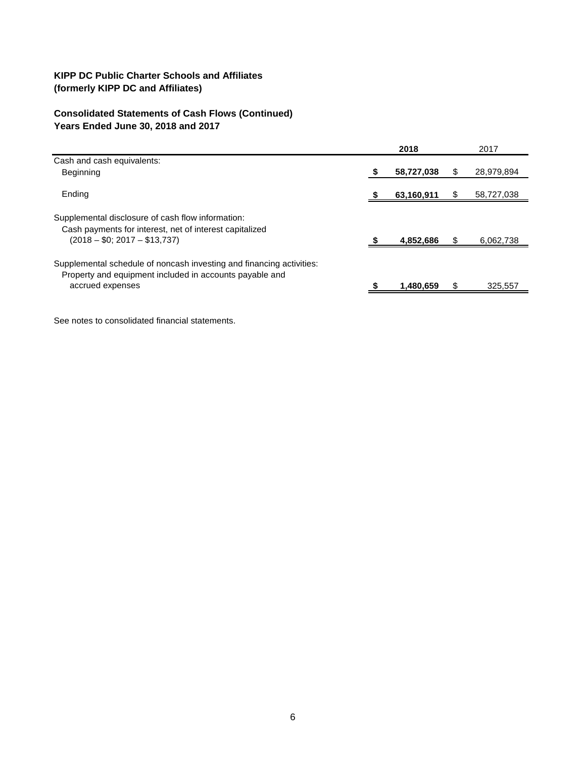**KIPP DC Public Charter Schools and Affiliates**
**(formerly KIPP DC and Affiliates)**

**Consolidated Statements of Cash Flows (Continued)**
**Years Ended June 30, 2018 and 2017**

| | 2018 | 2017 |
|---|---|---|
| Cash and cash equivalents: | | |
| Beginning | **$ 58,727,038** | $ 28,979,894 |
| Ending | **$ 63,160,911** | $ 58,727,038 |
| Supplemental disclosure of cash flow information: | | |
| Cash payments for interest, net of interest capitalized (2018 – $0; 2017 – $13,737) | **$ 4,852,686** | $ 6,062,738 |
| Supplemental schedule of noncash investing and financing activities: | | |
| Property and equipment included in accounts payable and accrued expenses | **$ 1,480,659** | $ 325,557 |

See notes to consolidated financial statements.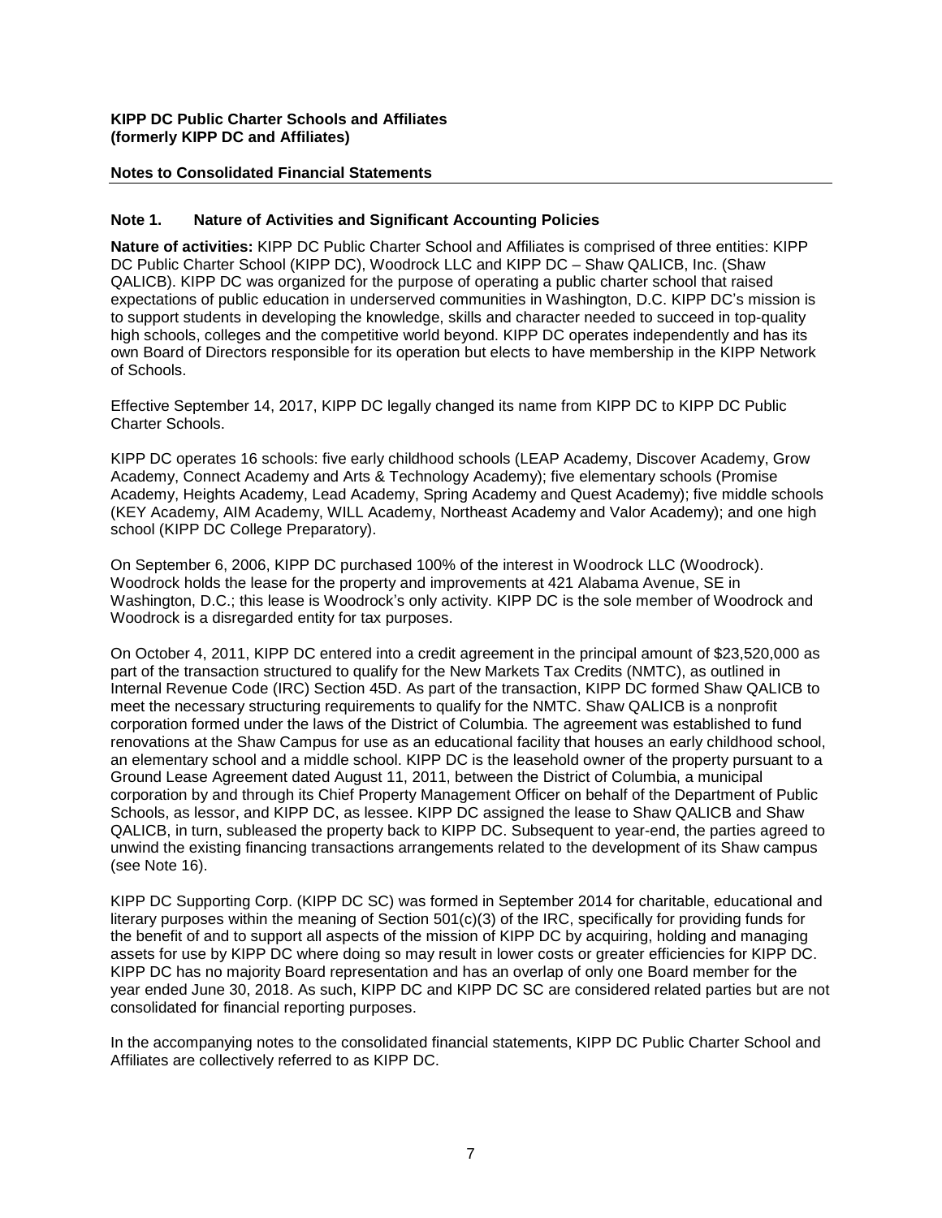**KIPP DC Public Charter Schools and Affiliates (formerly KIPP DC and Affiliates)**

**Notes to Consolidated Financial Statements**

## Note 1. Nature of Activities and Significant Accounting Policies

**Nature of activities:** KIPP DC Public Charter School and Affiliates is comprised of three entities: KIPP DC Public Charter School (KIPP DC), Woodrock LLC and KIPP DC – Shaw QALICB, Inc. (Shaw QALICB). KIPP DC was organized for the purpose of operating a public charter school that raised expectations of public education in underserved communities in Washington, D.C. KIPP DC's mission is to support students in developing the knowledge, skills and character needed to succeed in top-quality high schools, colleges and the competitive world beyond. KIPP DC operates independently and has its own Board of Directors responsible for its operation but elects to have membership in the KIPP Network of Schools.

Effective September 14, 2017, KIPP DC legally changed its name from KIPP DC to KIPP DC Public Charter Schools.

KIPP DC operates 16 schools: five early childhood schools (LEAP Academy, Discover Academy, Grow Academy, Connect Academy and Arts & Technology Academy); five elementary schools (Promise Academy, Heights Academy, Lead Academy, Spring Academy and Quest Academy); five middle schools (KEY Academy, AIM Academy, WILL Academy, Northeast Academy and Valor Academy); and one high school (KIPP DC College Preparatory).

On September 6, 2006, KIPP DC purchased 100% of the interest in Woodrock LLC (Woodrock). Woodrock holds the lease for the property and improvements at 421 Alabama Avenue, SE in Washington, D.C.; this lease is Woodrock's only activity. KIPP DC is the sole member of Woodrock and Woodrock is a disregarded entity for tax purposes.

On October 4, 2011, KIPP DC entered into a credit agreement in the principal amount of $23,520,000 as part of the transaction structured to qualify for the New Markets Tax Credits (NMTC), as outlined in Internal Revenue Code (IRC) Section 45D. As part of the transaction, KIPP DC formed Shaw QALICB to meet the necessary structuring requirements to qualify for the NMTC. Shaw QALICB is a nonprofit corporation formed under the laws of the District of Columbia. The agreement was established to fund renovations at the Shaw Campus for use as an educational facility that houses an early childhood school, an elementary school and a middle school. KIPP DC is the leasehold owner of the property pursuant to a Ground Lease Agreement dated August 11, 2011, between the District of Columbia, a municipal corporation by and through its Chief Property Management Officer on behalf of the Department of Public Schools, as lessor, and KIPP DC, as lessee. KIPP DC assigned the lease to Shaw QALICB and Shaw QALICB, in turn, subleased the property back to KIPP DC. Subsequent to year-end, the parties agreed to unwind the existing financing transactions arrangements related to the development of its Shaw campus (see Note 16).

KIPP DC Supporting Corp. (KIPP DC SC) was formed in September 2014 for charitable, educational and literary purposes within the meaning of Section 501(c)(3) of the IRC, specifically for providing funds for the benefit of and to support all aspects of the mission of KIPP DC by acquiring, holding and managing assets for use by KIPP DC where doing so may result in lower costs or greater efficiencies for KIPP DC. KIPP DC has no majority Board representation and has an overlap of only one Board member for the year ended June 30, 2018. As such, KIPP DC and KIPP DC SC are considered related parties but are not consolidated for financial reporting purposes.

In the accompanying notes to the consolidated financial statements, KIPP DC Public Charter School and Affiliates are collectively referred to as KIPP DC.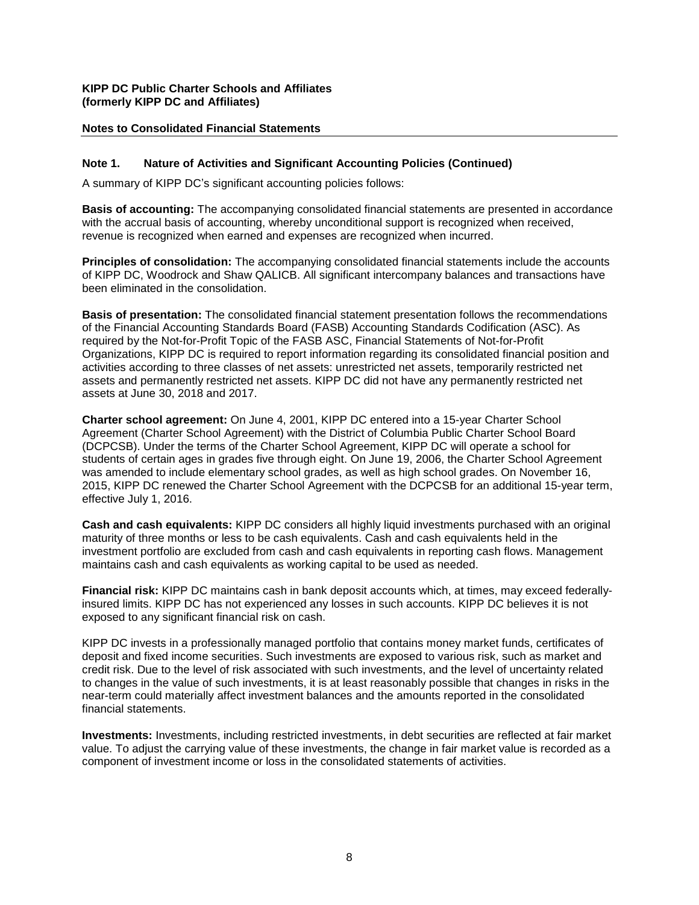**KIPP DC Public Charter Schools and Affiliates**
**(formerly KIPP DC and Affiliates)**

**Notes to Consolidated Financial Statements**

## Note 1. Nature of Activities and Significant Accounting Policies (Continued)

A summary of KIPP DC's significant accounting policies follows:

**Basis of accounting:** The accompanying consolidated financial statements are presented in accordance with the accrual basis of accounting, whereby unconditional support is recognized when received, revenue is recognized when earned and expenses are recognized when incurred.

**Principles of consolidation:** The accompanying consolidated financial statements include the accounts of KIPP DC, Woodrock and Shaw QALICB. All significant intercompany balances and transactions have been eliminated in the consolidation.

**Basis of presentation:** The consolidated financial statement presentation follows the recommendations of the Financial Accounting Standards Board (FASB) Accounting Standards Codification (ASC). As required by the Not-for-Profit Topic of the FASB ASC, Financial Statements of Not-for-Profit Organizations, KIPP DC is required to report information regarding its consolidated financial position and activities according to three classes of net assets: unrestricted net assets, temporarily restricted net assets and permanently restricted net assets. KIPP DC did not have any permanently restricted net assets at June 30, 2018 and 2017.

**Charter school agreement:** On June 4, 2001, KIPP DC entered into a 15-year Charter School Agreement (Charter School Agreement) with the District of Columbia Public Charter School Board (DCPCSB). Under the terms of the Charter School Agreement, KIPP DC will operate a school for students of certain ages in grades five through eight. On June 19, 2006, the Charter School Agreement was amended to include elementary school grades, as well as high school grades. On November 16, 2015, KIPP DC renewed the Charter School Agreement with the DCPCSB for an additional 15-year term, effective July 1, 2016.

**Cash and cash equivalents:** KIPP DC considers all highly liquid investments purchased with an original maturity of three months or less to be cash equivalents. Cash and cash equivalents held in the investment portfolio are excluded from cash and cash equivalents in reporting cash flows. Management maintains cash and cash equivalents as working capital to be used as needed.

**Financial risk:** KIPP DC maintains cash in bank deposit accounts which, at times, may exceed federally-insured limits. KIPP DC has not experienced any losses in such accounts. KIPP DC believes it is not exposed to any significant financial risk on cash.

KIPP DC invests in a professionally managed portfolio that contains money market funds, certificates of deposit and fixed income securities. Such investments are exposed to various risk, such as market and credit risk. Due to the level of risk associated with such investments, and the level of uncertainty related to changes in the value of such investments, it is at least reasonably possible that changes in risks in the near-term could materially affect investment balances and the amounts reported in the consolidated financial statements.

**Investments:** Investments, including restricted investments, in debt securities are reflected at fair market value. To adjust the carrying value of these investments, the change in fair market value is recorded as a component of investment income or loss in the consolidated statements of activities.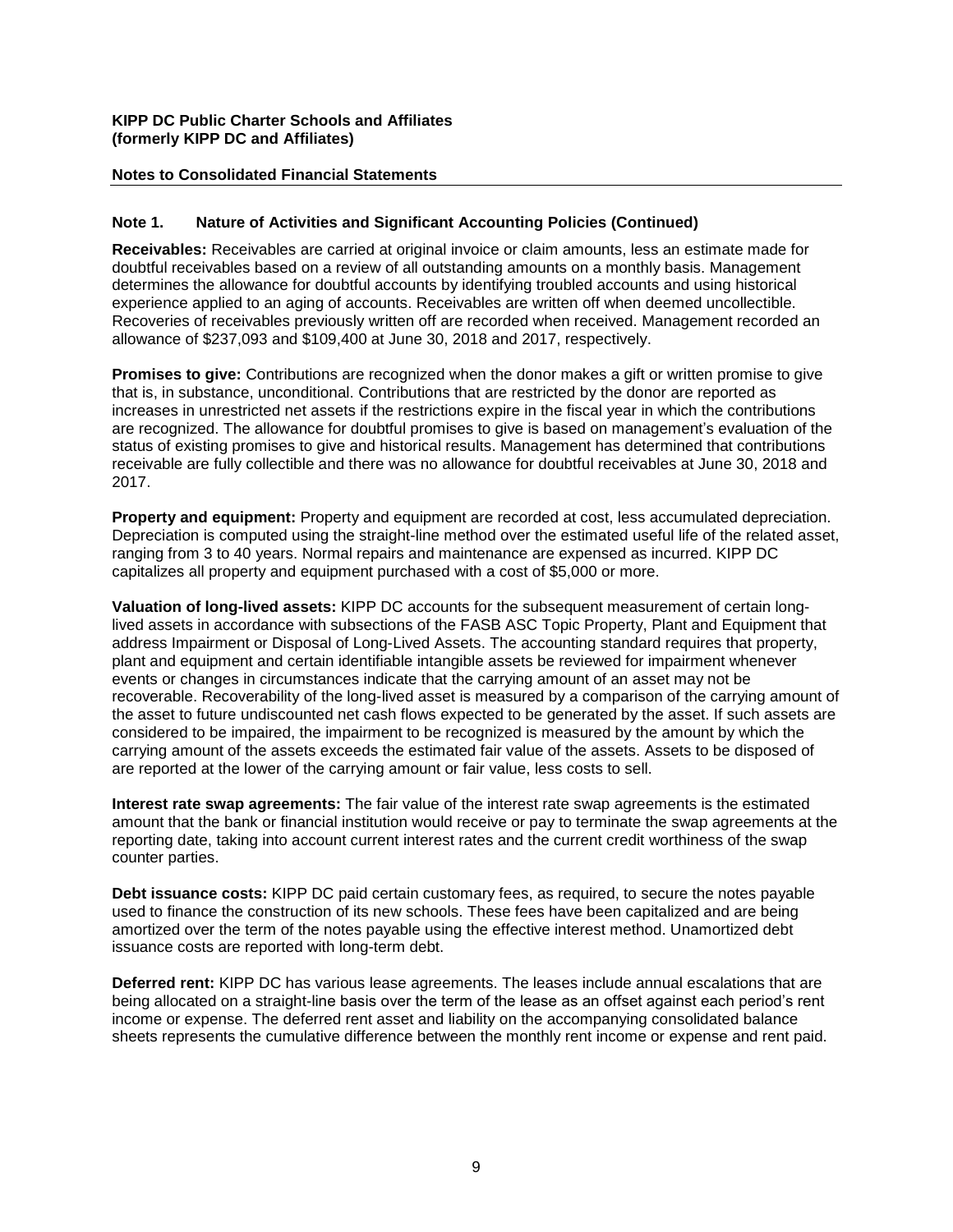**KIPP DC Public Charter Schools and Affiliates**
**(formerly KIPP DC and Affiliates)**

**Notes to Consolidated Financial Statements**

## Note 1. Nature of Activities and Significant Accounting Policies (Continued)

**Receivables:** Receivables are carried at original invoice or claim amounts, less an estimate made for doubtful receivables based on a review of all outstanding amounts on a monthly basis. Management determines the allowance for doubtful accounts by identifying troubled accounts and using historical experience applied to an aging of accounts. Receivables are written off when deemed uncollectible. Recoveries of receivables previously written off are recorded when received. Management recorded an allowance of $237,093 and $109,400 at June 30, 2018 and 2017, respectively.

**Promises to give:** Contributions are recognized when the donor makes a gift or written promise to give that is, in substance, unconditional. Contributions that are restricted by the donor are reported as increases in unrestricted net assets if the restrictions expire in the fiscal year in which the contributions are recognized. The allowance for doubtful promises to give is based on management's evaluation of the status of existing promises to give and historical results. Management has determined that contributions receivable are fully collectible and there was no allowance for doubtful receivables at June 30, 2018 and 2017.

**Property and equipment:** Property and equipment are recorded at cost, less accumulated depreciation. Depreciation is computed using the straight-line method over the estimated useful life of the related asset, ranging from 3 to 40 years. Normal repairs and maintenance are expensed as incurred. KIPP DC capitalizes all property and equipment purchased with a cost of $5,000 or more.

**Valuation of long-lived assets:** KIPP DC accounts for the subsequent measurement of certain long-lived assets in accordance with subsections of the FASB ASC Topic Property, Plant and Equipment that address Impairment or Disposal of Long-Lived Assets. The accounting standard requires that property, plant and equipment and certain identifiable intangible assets be reviewed for impairment whenever events or changes in circumstances indicate that the carrying amount of an asset may not be recoverable. Recoverability of the long-lived asset is measured by a comparison of the carrying amount of the asset to future undiscounted net cash flows expected to be generated by the asset. If such assets are considered to be impaired, the impairment to be recognized is measured by the amount by which the carrying amount of the assets exceeds the estimated fair value of the assets. Assets to be disposed of are reported at the lower of the carrying amount or fair value, less costs to sell.

**Interest rate swap agreements:** The fair value of the interest rate swap agreements is the estimated amount that the bank or financial institution would receive or pay to terminate the swap agreements at the reporting date, taking into account current interest rates and the current credit worthiness of the swap counter parties.

**Debt issuance costs:** KIPP DC paid certain customary fees, as required, to secure the notes payable used to finance the construction of its new schools. These fees have been capitalized and are being amortized over the term of the notes payable using the effective interest method. Unamortized debt issuance costs are reported with long-term debt.

**Deferred rent:** KIPP DC has various lease agreements. The leases include annual escalations that are being allocated on a straight-line basis over the term of the lease as an offset against each period's rent income or expense. The deferred rent asset and liability on the accompanying consolidated balance sheets represents the cumulative difference between the monthly rent income or expense and rent paid.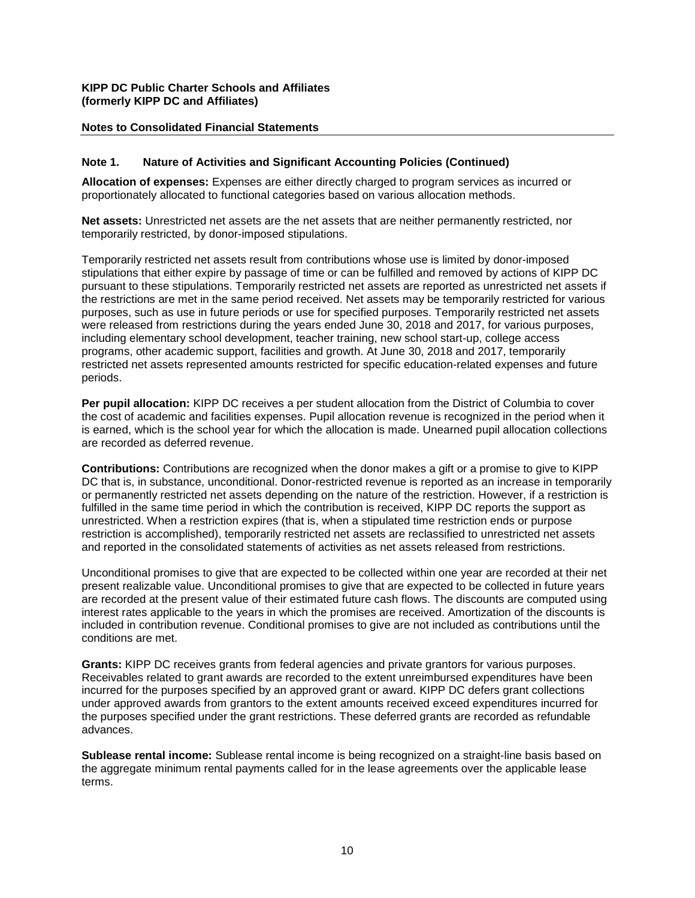**KIPP DC Public Charter Schools and Affiliates (formerly KIPP DC and Affiliates)**

**Notes to Consolidated Financial Statements**

## Note 1. Nature of Activities and Significant Accounting Policies (Continued)

**Allocation of expenses:** Expenses are either directly charged to program services as incurred or proportionately allocated to functional categories based on various allocation methods.

**Net assets:** Unrestricted net assets are the net assets that are neither permanently restricted, nor temporarily restricted, by donor-imposed stipulations.

Temporarily restricted net assets result from contributions whose use is limited by donor-imposed stipulations that either expire by passage of time or can be fulfilled and removed by actions of KIPP DC pursuant to these stipulations. Temporarily restricted net assets are reported as unrestricted net assets if the restrictions are met in the same period received. Net assets may be temporarily restricted for various purposes, such as use in future periods or use for specified purposes. Temporarily restricted net assets were released from restrictions during the years ended June 30, 2018 and 2017, for various purposes, including elementary school development, teacher training, new school start-up, college access programs, other academic support, facilities and growth. At June 30, 2018 and 2017, temporarily restricted net assets represented amounts restricted for specific education-related expenses and future periods.

**Per pupil allocation:** KIPP DC receives a per student allocation from the District of Columbia to cover the cost of academic and facilities expenses. Pupil allocation revenue is recognized in the period when it is earned, which is the school year for which the allocation is made. Unearned pupil allocation collections are recorded as deferred revenue.

**Contributions:** Contributions are recognized when the donor makes a gift or a promise to give to KIPP DC that is, in substance, unconditional. Donor-restricted revenue is reported as an increase in temporarily or permanently restricted net assets depending on the nature of the restriction. However, if a restriction is fulfilled in the same time period in which the contribution is received, KIPP DC reports the support as unrestricted. When a restriction expires (that is, when a stipulated time restriction ends or purpose restriction is accomplished), temporarily restricted net assets are reclassified to unrestricted net assets and reported in the consolidated statements of activities as net assets released from restrictions.

Unconditional promises to give that are expected to be collected within one year are recorded at their net present realizable value. Unconditional promises to give that are expected to be collected in future years are recorded at the present value of their estimated future cash flows. The discounts are computed using interest rates applicable to the years in which the promises are received. Amortization of the discounts is included in contribution revenue. Conditional promises to give are not included as contributions until the conditions are met.

**Grants:** KIPP DC receives grants from federal agencies and private grantors for various purposes. Receivables related to grant awards are recorded to the extent unreimbursed expenditures have been incurred for the purposes specified by an approved grant or award. KIPP DC defers grant collections under approved awards from grantors to the extent amounts received exceed expenditures incurred for the purposes specified under the grant restrictions. These deferred grants are recorded as refundable advances.

**Sublease rental income:** Sublease rental income is being recognized on a straight-line basis based on the aggregate minimum rental payments called for in the lease agreements over the applicable lease terms.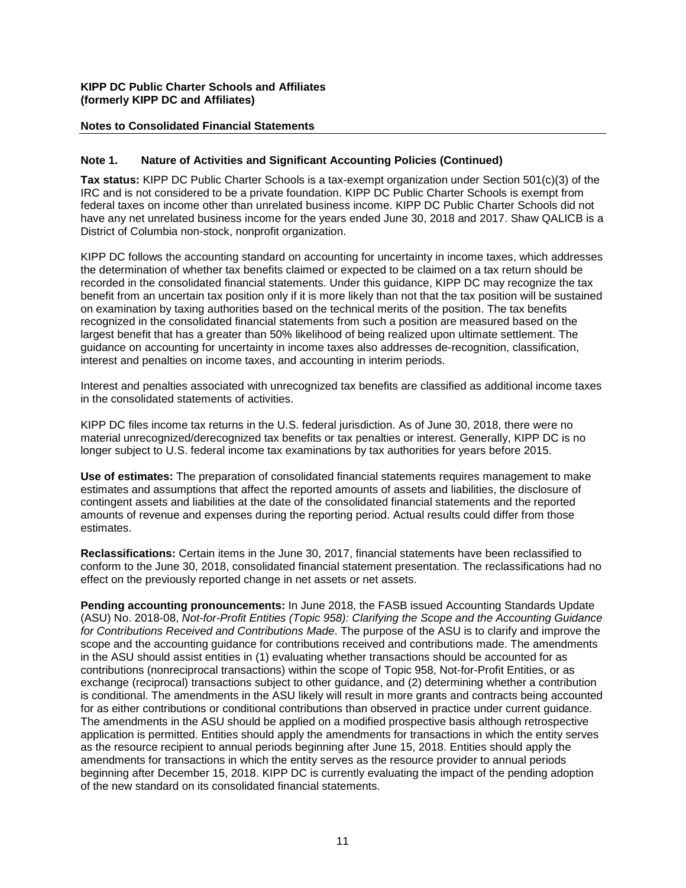**KIPP DC Public Charter Schools and Affiliates**
**(formerly KIPP DC and Affiliates)**

**Notes to Consolidated Financial Statements**

## Note 1. Nature of Activities and Significant Accounting Policies (Continued)

**Tax status:** KIPP DC Public Charter Schools is a tax-exempt organization under Section 501(c)(3) of the IRC and is not considered to be a private foundation. KIPP DC Public Charter Schools is exempt from federal taxes on income other than unrelated business income. KIPP DC Public Charter Schools did not have any net unrelated business income for the years ended June 30, 2018 and 2017. Shaw QALICB is a District of Columbia non-stock, nonprofit organization.

KIPP DC follows the accounting standard on accounting for uncertainty in income taxes, which addresses the determination of whether tax benefits claimed or expected to be claimed on a tax return should be recorded in the consolidated financial statements. Under this guidance, KIPP DC may recognize the tax benefit from an uncertain tax position only if it is more likely than not that the tax position will be sustained on examination by taxing authorities based on the technical merits of the position. The tax benefits recognized in the consolidated financial statements from such a position are measured based on the largest benefit that has a greater than 50% likelihood of being realized upon ultimate settlement. The guidance on accounting for uncertainty in income taxes also addresses de-recognition, classification, interest and penalties on income taxes, and accounting in interim periods.

Interest and penalties associated with unrecognized tax benefits are classified as additional income taxes in the consolidated statements of activities.

KIPP DC files income tax returns in the U.S. federal jurisdiction. As of June 30, 2018, there were no material unrecognized/derecognized tax benefits or tax penalties or interest. Generally, KIPP DC is no longer subject to U.S. federal income tax examinations by tax authorities for years before 2015.

**Use of estimates:** The preparation of consolidated financial statements requires management to make estimates and assumptions that affect the reported amounts of assets and liabilities, the disclosure of contingent assets and liabilities at the date of the consolidated financial statements and the reported amounts of revenue and expenses during the reporting period. Actual results could differ from those estimates.

**Reclassifications:** Certain items in the June 30, 2017, financial statements have been reclassified to conform to the June 30, 2018, consolidated financial statement presentation. The reclassifications had no effect on the previously reported change in net assets or net assets.

**Pending accounting pronouncements:** In June 2018, the FASB issued Accounting Standards Update (ASU) No. 2018-08, *Not-for-Profit Entities (Topic 958): Clarifying the Scope and the Accounting Guidance for Contributions Received and Contributions Made*. The purpose of the ASU is to clarify and improve the scope and the accounting guidance for contributions received and contributions made. The amendments in the ASU should assist entities in (1) evaluating whether transactions should be accounted for as contributions (nonreciprocal transactions) within the scope of Topic 958, Not-for-Profit Entities, or as exchange (reciprocal) transactions subject to other guidance, and (2) determining whether a contribution is conditional. The amendments in the ASU likely will result in more grants and contracts being accounted for as either contributions or conditional contributions than observed in practice under current guidance. The amendments in the ASU should be applied on a modified prospective basis although retrospective application is permitted. Entities should apply the amendments for transactions in which the entity serves as the resource recipient to annual periods beginning after June 15, 2018. Entities should apply the amendments for transactions in which the entity serves as the resource provider to annual periods beginning after December 15, 2018. KIPP DC is currently evaluating the impact of the pending adoption of the new standard on its consolidated financial statements.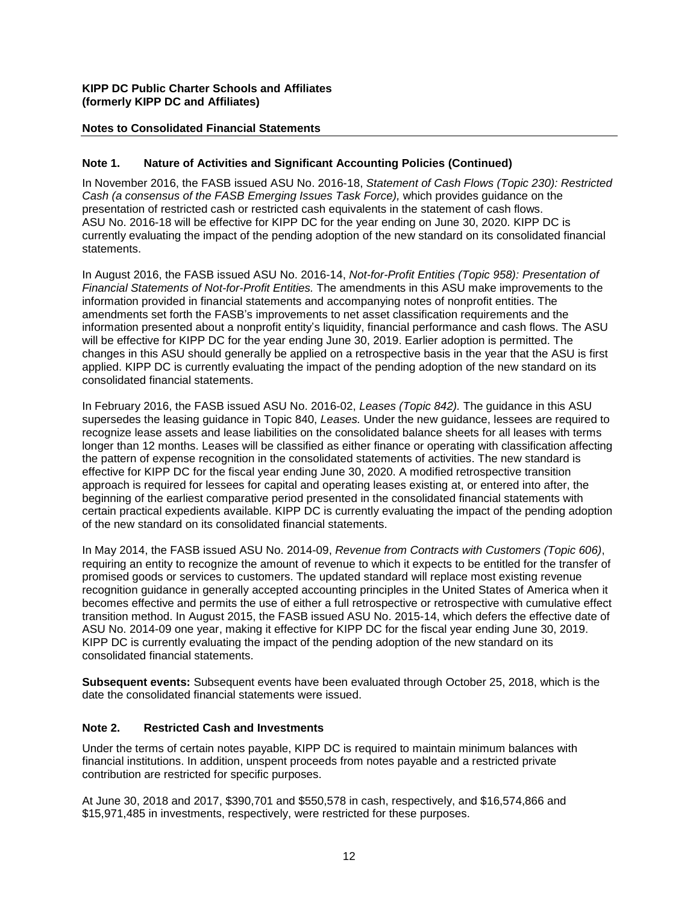**KIPP DC Public Charter Schools and Affiliates (formerly KIPP DC and Affiliates)**

**Notes to Consolidated Financial Statements**

## Note 1. Nature of Activities and Significant Accounting Policies (Continued)

In November 2016, the FASB issued ASU No. 2016-18, *Statement of Cash Flows (Topic 230): Restricted Cash (a consensus of the FASB Emerging Issues Task Force),* which provides guidance on the presentation of restricted cash or restricted cash equivalents in the statement of cash flows. ASU No. 2016-18 will be effective for KIPP DC for the year ending on June 30, 2020. KIPP DC is currently evaluating the impact of the pending adoption of the new standard on its consolidated financial statements.

In August 2016, the FASB issued ASU No. 2016-14, *Not-for-Profit Entities (Topic 958): Presentation of Financial Statements of Not-for-Profit Entities.* The amendments in this ASU make improvements to the information provided in financial statements and accompanying notes of nonprofit entities. The amendments set forth the FASB's improvements to net asset classification requirements and the information presented about a nonprofit entity's liquidity, financial performance and cash flows. The ASU will be effective for KIPP DC for the year ending June 30, 2019. Earlier adoption is permitted. The changes in this ASU should generally be applied on a retrospective basis in the year that the ASU is first applied. KIPP DC is currently evaluating the impact of the pending adoption of the new standard on its consolidated financial statements.

In February 2016, the FASB issued ASU No. 2016-02, *Leases (Topic 842).* The guidance in this ASU supersedes the leasing guidance in Topic 840, *Leases.* Under the new guidance, lessees are required to recognize lease assets and lease liabilities on the consolidated balance sheets for all leases with terms longer than 12 months. Leases will be classified as either finance or operating with classification affecting the pattern of expense recognition in the consolidated statements of activities. The new standard is effective for KIPP DC for the fiscal year ending June 30, 2020. A modified retrospective transition approach is required for lessees for capital and operating leases existing at, or entered into after, the beginning of the earliest comparative period presented in the consolidated financial statements with certain practical expedients available. KIPP DC is currently evaluating the impact of the pending adoption of the new standard on its consolidated financial statements.

In May 2014, the FASB issued ASU No. 2014-09, *Revenue from Contracts with Customers (Topic 606)*, requiring an entity to recognize the amount of revenue to which it expects to be entitled for the transfer of promised goods or services to customers. The updated standard will replace most existing revenue recognition guidance in generally accepted accounting principles in the United States of America when it becomes effective and permits the use of either a full retrospective or retrospective with cumulative effect transition method. In August 2015, the FASB issued ASU No. 2015-14, which defers the effective date of ASU No. 2014-09 one year, making it effective for KIPP DC for the fiscal year ending June 30, 2019. KIPP DC is currently evaluating the impact of the pending adoption of the new standard on its consolidated financial statements.

**Subsequent events:** Subsequent events have been evaluated through October 25, 2018, which is the date the consolidated financial statements were issued.

## Note 2. Restricted Cash and Investments

Under the terms of certain notes payable, KIPP DC is required to maintain minimum balances with financial institutions. In addition, unspent proceeds from notes payable and a restricted private contribution are restricted for specific purposes.

At June 30, 2018 and 2017, $390,701 and $550,578 in cash, respectively, and $16,574,866 and $15,971,485 in investments, respectively, were restricted for these purposes.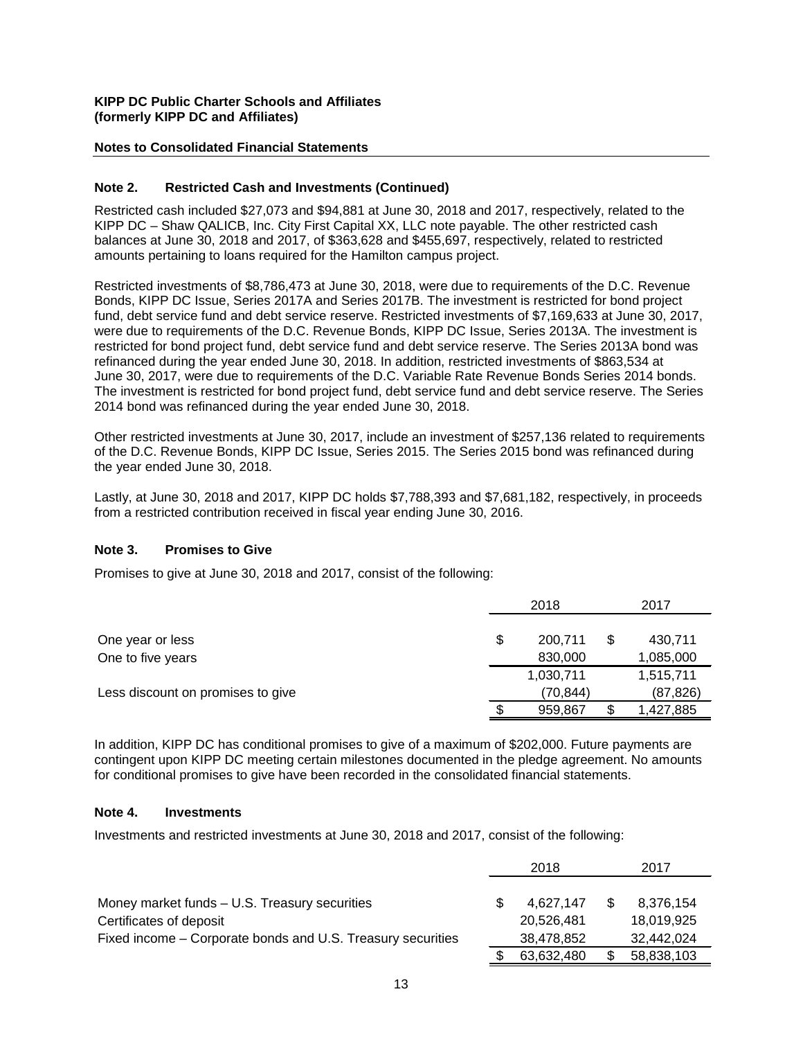**KIPP DC Public Charter Schools and Affiliates**
**(formerly KIPP DC and Affiliates)**

**Notes to Consolidated Financial Statements**

### Note 2. Restricted Cash and Investments (Continued)

Restricted cash included $27,073 and $94,881 at June 30, 2018 and 2017, respectively, related to the KIPP DC – Shaw QALICB, Inc. City First Capital XX, LLC note payable. The other restricted cash balances at June 30, 2018 and 2017, of $363,628 and $455,697, respectively, related to restricted amounts pertaining to loans required for the Hamilton campus project.

Restricted investments of $8,786,473 at June 30, 2018, were due to requirements of the D.C. Revenue Bonds, KIPP DC Issue, Series 2017A and Series 2017B. The investment is restricted for bond project fund, debt service fund and debt service reserve. Restricted investments of $7,169,633 at June 30, 2017, were due to requirements of the D.C. Revenue Bonds, KIPP DC Issue, Series 2013A. The investment is restricted for bond project fund, debt service fund and debt service reserve. The Series 2013A bond was refinanced during the year ended June 30, 2018. In addition, restricted investments of $863,534 at June 30, 2017, were due to requirements of the D.C. Variable Rate Revenue Bonds Series 2014 bonds. The investment is restricted for bond project fund, debt service fund and debt service reserve. The Series 2014 bond was refinanced during the year ended June 30, 2018.

Other restricted investments at June 30, 2017, include an investment of $257,136 related to requirements of the D.C. Revenue Bonds, KIPP DC Issue, Series 2015. The Series 2015 bond was refinanced during the year ended June 30, 2018.

Lastly, at June 30, 2018 and 2017, KIPP DC holds $7,788,393 and $7,681,182, respectively, in proceeds from a restricted contribution received in fiscal year ending June 30, 2016.

### Note 3. Promises to Give

Promises to give at June 30, 2018 and 2017, consist of the following:

| | 2018 | 2017 |
|---|---|---|
| One year or less | $ 200,711 | $ 430,711 |
| One to five years | 830,000 | 1,085,000 |
| | 1,030,711 | 1,515,711 |
| Less discount on promises to give | (70,844) | (87,826) |
| | $ 959,867 | $ 1,427,885 |

In addition, KIPP DC has conditional promises to give of a maximum of $202,000. Future payments are contingent upon KIPP DC meeting certain milestones documented in the pledge agreement. No amounts for conditional promises to give have been recorded in the consolidated financial statements.

### Note 4. Investments

Investments and restricted investments at June 30, 2018 and 2017, consist of the following:

| | 2018 | 2017 |
|---|---|---|
| Money market funds – U.S. Treasury securities | $ 4,627,147 | $ 8,376,154 |
| Certificates of deposit | 20,526,481 | 18,019,925 |
| Fixed income – Corporate bonds and U.S. Treasury securities | 38,478,852 | 32,442,024 |
| | $ 63,632,480 | $ 58,838,103 |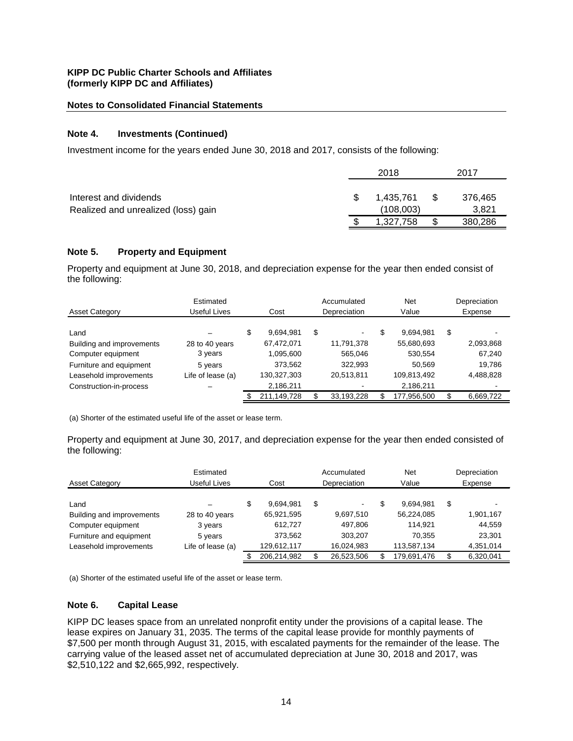**KIPP DC Public Charter Schools and Affiliates**
**(formerly KIPP DC and Affiliates)**

**Notes to Consolidated Financial Statements**

### Note 4. Investments (Continued)

Investment income for the years ended June 30, 2018 and 2017, consists of the following:

| | 2018 | 2017 |
|---|---|---|
| Interest and dividends | $ 1,435,761 | $ 376,465 |
| Realized and unrealized (loss) gain | (108,003) | 3,821 |
| | $ 1,327,758 | $ 380,286 |

### Note 5. Property and Equipment

Property and equipment at June 30, 2018, and depreciation expense for the year then ended consist of the following:

| Asset Category | Estimated Useful Lives | Cost | Accumulated Depreciation | Net Value | Depreciation Expense |
|---|---|---|---|---|---|
| Land | – | $ 9,694,981 | $ - | $ 9,694,981 | $ - |
| Building and improvements | 28 to 40 years | 67,472,071 | 11,791,378 | 55,680,693 | 2,093,868 |
| Computer equipment | 3 years | 1,095,600 | 565,046 | 530,554 | 67,240 |
| Furniture and equipment | 5 years | 373,562 | 322,993 | 50,569 | 19,786 |
| Leasehold improvements | Life of lease (a) | 130,327,303 | 20,513,811 | 109,813,492 | 4,488,828 |
| Construction-in-process | – | 2,186,211 | - | 2,186,211 | - |
| | | $ 211,149,728 | $ 33,193,228 | $ 177,956,500 | $ 6,669,722 |

(a) Shorter of the estimated useful life of the asset or lease term.

Property and equipment at June 30, 2017, and depreciation expense for the year then ended consisted of the following:

| Asset Category | Estimated Useful Lives | Cost | Accumulated Depreciation | Net Value | Depreciation Expense |
|---|---|---|---|---|---|
| Land | – | $ 9,694,981 | $ - | $ 9,694,981 | $ - |
| Building and improvements | 28 to 40 years | 65,921,595 | 9,697,510 | 56,224,085 | 1,901,167 |
| Computer equipment | 3 years | 612,727 | 497,806 | 114,921 | 44,559 |
| Furniture and equipment | 5 years | 373,562 | 303,207 | 70,355 | 23,301 |
| Leasehold improvements | Life of lease (a) | 129,612,117 | 16,024,983 | 113,587,134 | 4,351,014 |
| | | $ 206,214,982 | $ 26,523,506 | $ 179,691,476 | $ 6,320,041 |

(a) Shorter of the estimated useful life of the asset or lease term.

### Note 6. Capital Lease

KIPP DC leases space from an unrelated nonprofit entity under the provisions of a capital lease. The lease expires on January 31, 2035. The terms of the capital lease provide for monthly payments of $7,500 per month through August 31, 2015, with escalated payments for the remainder of the lease. The carrying value of the leased asset net of accumulated depreciation at June 30, 2018 and 2017, was $2,510,122 and $2,665,992, respectively.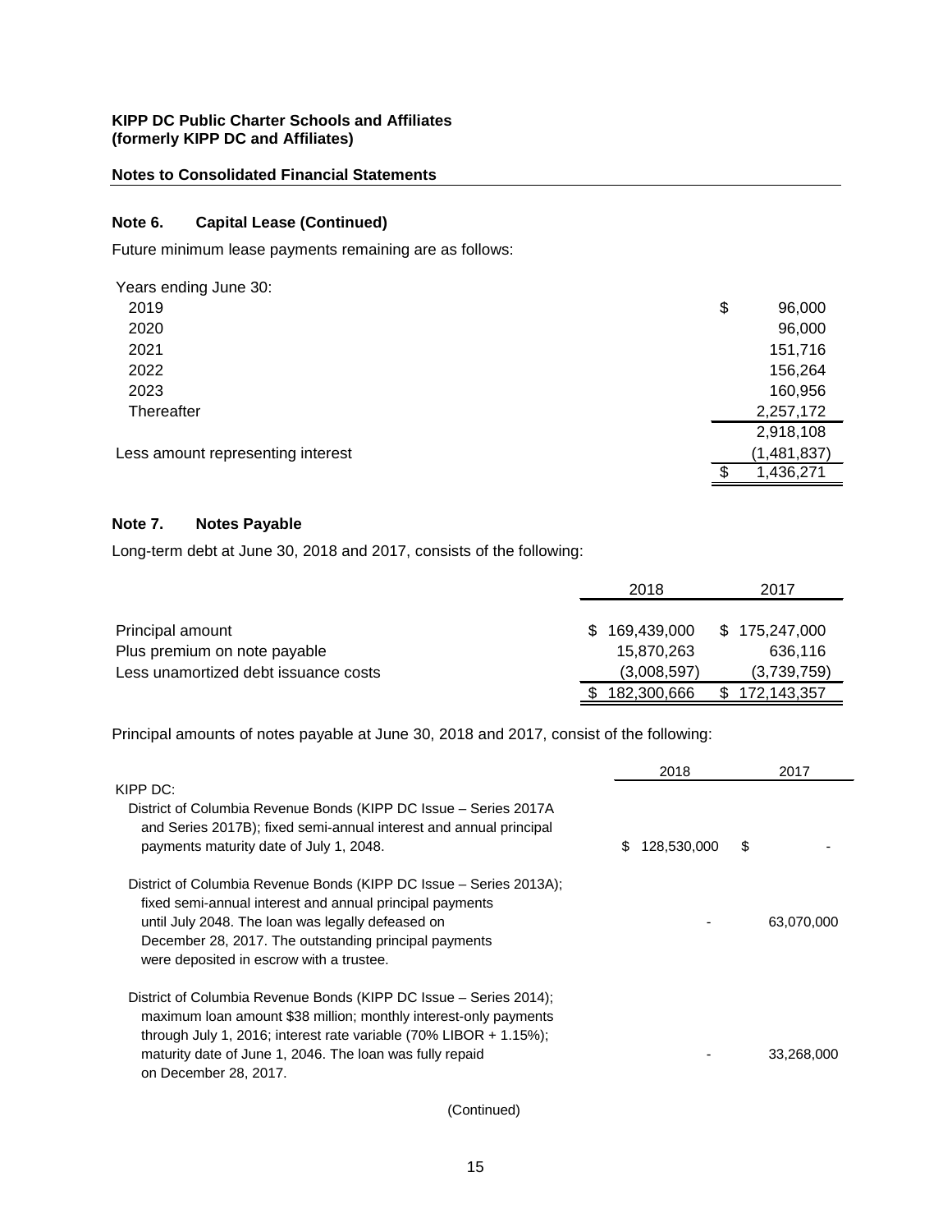**KIPP DC Public Charter Schools and Affiliates**
**(formerly KIPP DC and Affiliates)**

**Notes to Consolidated Financial Statements**

## Note 6. Capital Lease (Continued)

Future minimum lease payments remaining are as follows:

| Years ending June 30: | |
|---|---|
| 2019 | $ 96,000 |
| 2020 | 96,000 |
| 2021 | 151,716 |
| 2022 | 156,264 |
| 2023 | 160,956 |
| Thereafter | 2,257,172 |
| | 2,918,108 |
| Less amount representing interest | (1,481,837) |
| | $ 1,436,271 |

## Note 7. Notes Payable

Long-term debt at June 30, 2018 and 2017, consists of the following:

| | 2018 | 2017 |
|---|---|---|
| Principal amount | $ 169,439,000 | $ 175,247,000 |
| Plus premium on note payable | 15,870,263 | 636,116 |
| Less unamortized debt issuance costs | (3,008,597) | (3,739,759) |
| | $ 182,300,666 | $ 172,143,357 |

Principal amounts of notes payable at June 30, 2018 and 2017, consist of the following:

| | 2018 | 2017 |
|---|---|---|
| KIPP DC: | | |
| District of Columbia Revenue Bonds (KIPP DC Issue – Series 2017A and Series 2017B); fixed semi-annual interest and annual principal payments maturity date of July 1, 2048. | $ 128,530,000 | $ - |
| District of Columbia Revenue Bonds (KIPP DC Issue – Series 2013A); fixed semi-annual interest and annual principal payments until July 2048. The loan was legally defeased on December 28, 2017. The outstanding principal payments were deposited in escrow with a trustee. | - | 63,070,000 |
| District of Columbia Revenue Bonds (KIPP DC Issue – Series 2014); maximum loan amount $38 million; monthly interest-only payments through July 1, 2016; interest rate variable (70% LIBOR + 1.15%); maturity date of June 1, 2046. The loan was fully repaid on December 28, 2017. | - | 33,268,000 |

(Continued)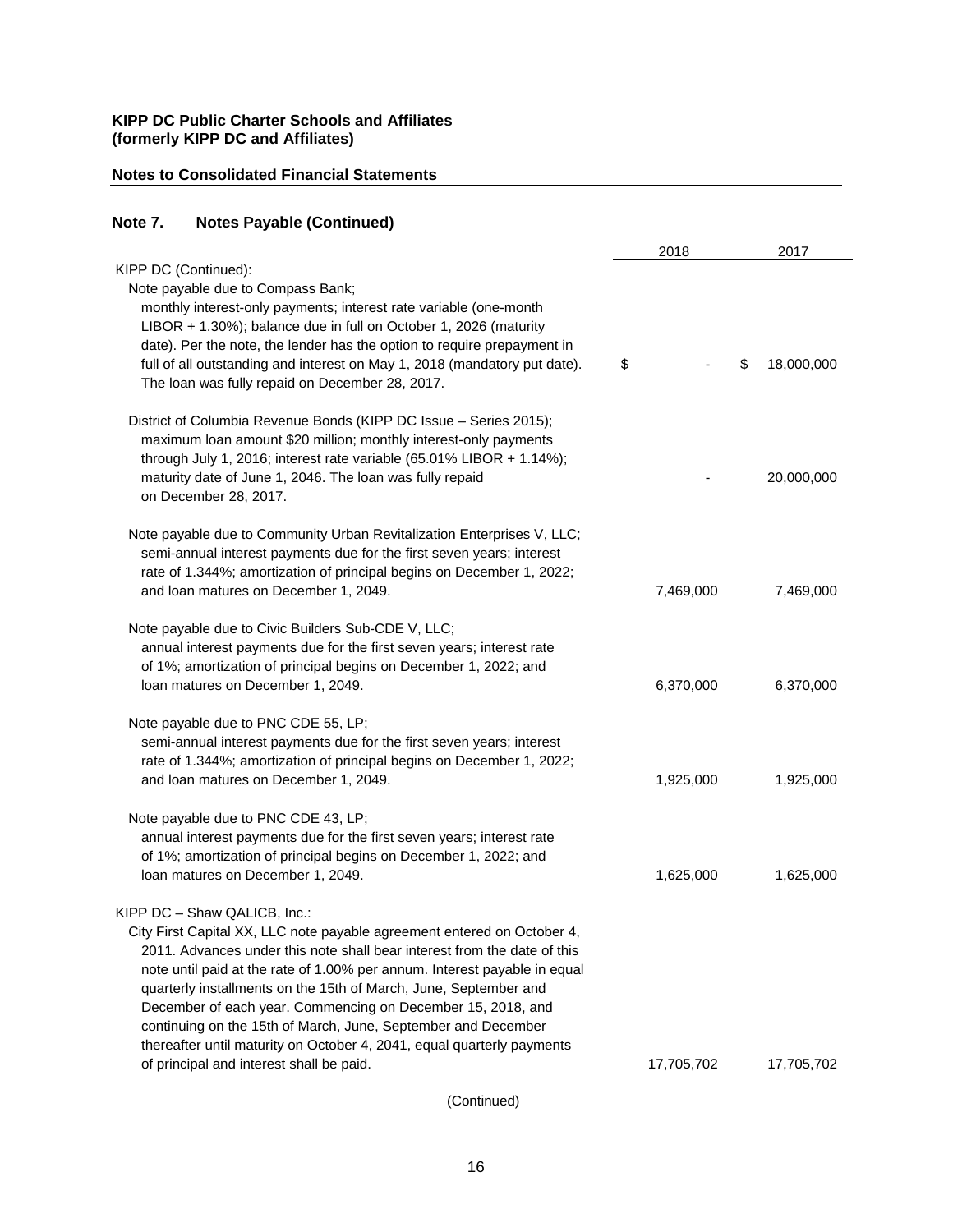**KIPP DC Public Charter Schools and Affiliates**
**(formerly KIPP DC and Affiliates)**

**Notes to Consolidated Financial Statements**

## Note 7. Notes Payable (Continued)

| | 2018 | 2017 |
|---|---|---|
| KIPP DC (Continued): | | |
| Note payable due to Compass Bank; monthly interest-only payments; interest rate variable (one-month LIBOR + 1.30%); balance due in full on October 1, 2026 (maturity date). Per the note, the lender has the option to require prepayment in full of all outstanding and interest on May 1, 2018 (mandatory put date). The loan was fully repaid on December 28, 2017. | $ - | $ 18,000,000 |
| District of Columbia Revenue Bonds (KIPP DC Issue – Series 2015); maximum loan amount $20 million; monthly interest-only payments through July 1, 2016; interest rate variable (65.01% LIBOR + 1.14%); maturity date of June 1, 2046. The loan was fully repaid on December 28, 2017. | - | 20,000,000 |
| Note payable due to Community Urban Revitalization Enterprises V, LLC; semi-annual interest payments due for the first seven years; interest rate of 1.344%; amortization of principal begins on December 1, 2022; and loan matures on December 1, 2049. | 7,469,000 | 7,469,000 |
| Note payable due to Civic Builders Sub-CDE V, LLC; annual interest payments due for the first seven years; interest rate of 1%; amortization of principal begins on December 1, 2022; and loan matures on December 1, 2049. | 6,370,000 | 6,370,000 |
| Note payable due to PNC CDE 55, LP; semi-annual interest payments due for the first seven years; interest rate of 1.344%; amortization of principal begins on December 1, 2022; and loan matures on December 1, 2049. | 1,925,000 | 1,925,000 |
| Note payable due to PNC CDE 43, LP; annual interest payments due for the first seven years; interest rate of 1%; amortization of principal begins on December 1, 2022; and loan matures on December 1, 2049. | 1,625,000 | 1,625,000 |
| KIPP DC – Shaw QALICB, Inc.: | | |
| City First Capital XX, LLC note payable agreement entered on October 4, 2011. Advances under this note shall bear interest from the date of this note until paid at the rate of 1.00% per annum. Interest payable in equal quarterly installments on the 15th of March, June, September and December of each year. Commencing on December 15, 2018, and continuing on the 15th of March, June, September and December thereafter until maturity on October 4, 2041, equal quarterly payments of principal and interest shall be paid. | 17,705,702 | 17,705,702 |

(Continued)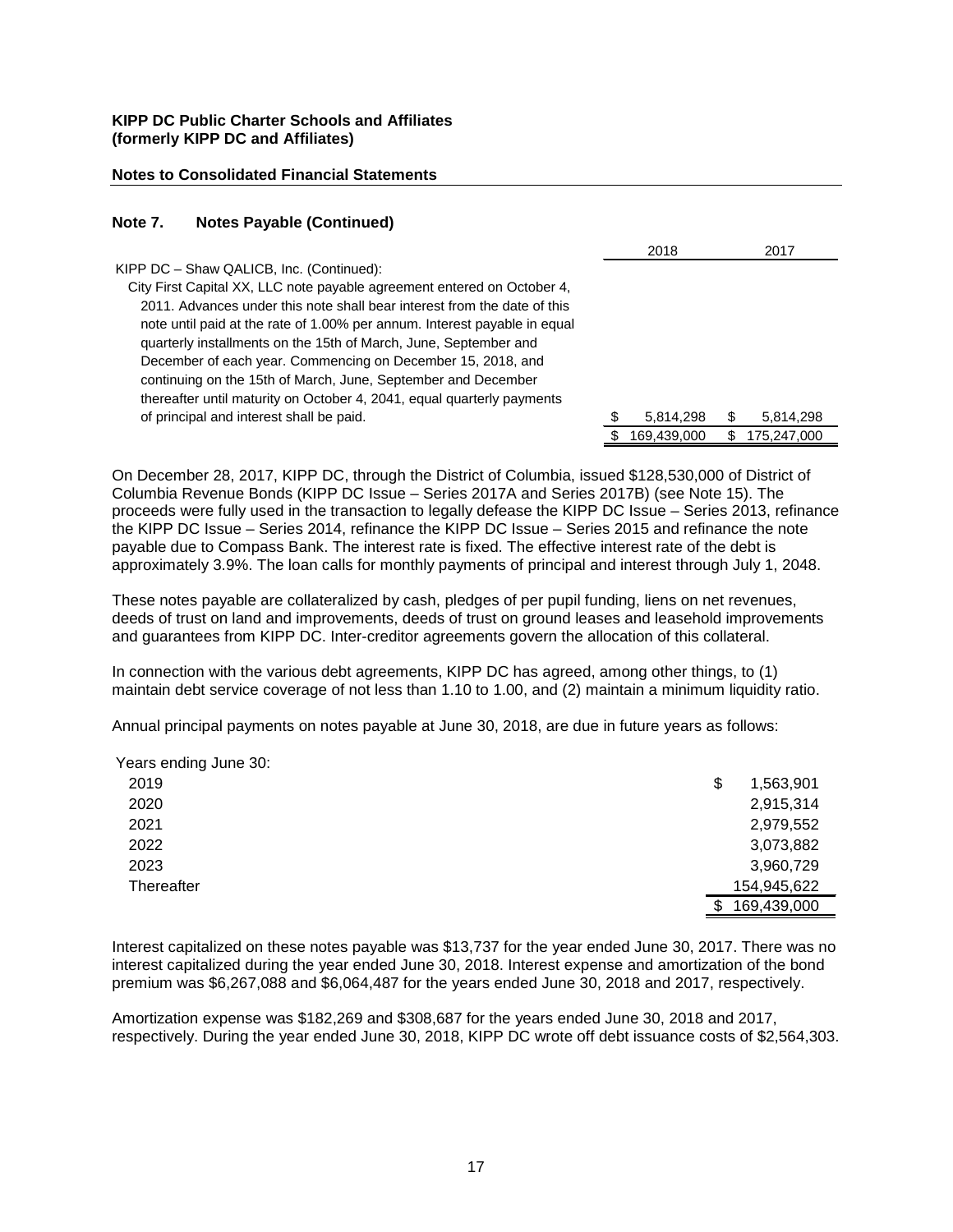**KIPP DC Public Charter Schools and Affiliates**
**(formerly KIPP DC and Affiliates)**

**Notes to Consolidated Financial Statements**

## Note 7. Notes Payable (Continued)

| | 2018 | 2017 |
|---|---|---|
| KIPP DC – Shaw QALICB, Inc. (Continued): | | |
| City First Capital XX, LLC note payable agreement entered on October 4, 2011. Advances under this note shall bear interest from the date of this note until paid at the rate of 1.00% per annum. Interest payable in equal quarterly installments on the 15th of March, June, September and December of each year. Commencing on December 15, 2018, and continuing on the 15th of March, June, September and December thereafter until maturity on October 4, 2041, equal quarterly payments of principal and interest shall be paid. | $ 5,814,298 | $ 5,814,298 |
| | $ 169,439,000 | $ 175,247,000 |

On December 28, 2017, KIPP DC, through the District of Columbia, issued $128,530,000 of District of Columbia Revenue Bonds (KIPP DC Issue – Series 2017A and Series 2017B) (see Note 15). The proceeds were fully used in the transaction to legally defease the KIPP DC Issue – Series 2013, refinance the KIPP DC Issue – Series 2014, refinance the KIPP DC Issue – Series 2015 and refinance the note payable due to Compass Bank. The interest rate is fixed. The effective interest rate of the debt is approximately 3.9%. The loan calls for monthly payments of principal and interest through July 1, 2048.

These notes payable are collateralized by cash, pledges of per pupil funding, liens on net revenues, deeds of trust on land and improvements, deeds of trust on ground leases and leasehold improvements and guarantees from KIPP DC. Inter-creditor agreements govern the allocation of this collateral.

In connection with the various debt agreements, KIPP DC has agreed, among other things, to (1) maintain debt service coverage of not less than 1.10 to 1.00, and (2) maintain a minimum liquidity ratio.

Annual principal payments on notes payable at June 30, 2018, are due in future years as follows:

| Years ending June 30: | |
|---|---|
| 2019 | $ 1,563,901 |
| 2020 | 2,915,314 |
| 2021 | 2,979,552 |
| 2022 | 3,073,882 |
| 2023 | 3,960,729 |
| Thereafter | 154,945,622 |
| | $ 169,439,000 |

Interest capitalized on these notes payable was $13,737 for the year ended June 30, 2017. There was no interest capitalized during the year ended June 30, 2018. Interest expense and amortization of the bond premium was $6,267,088 and $6,064,487 for the years ended June 30, 2018 and 2017, respectively.

Amortization expense was $182,269 and $308,687 for the years ended June 30, 2018 and 2017, respectively. During the year ended June 30, 2018, KIPP DC wrote off debt issuance costs of $2,564,303.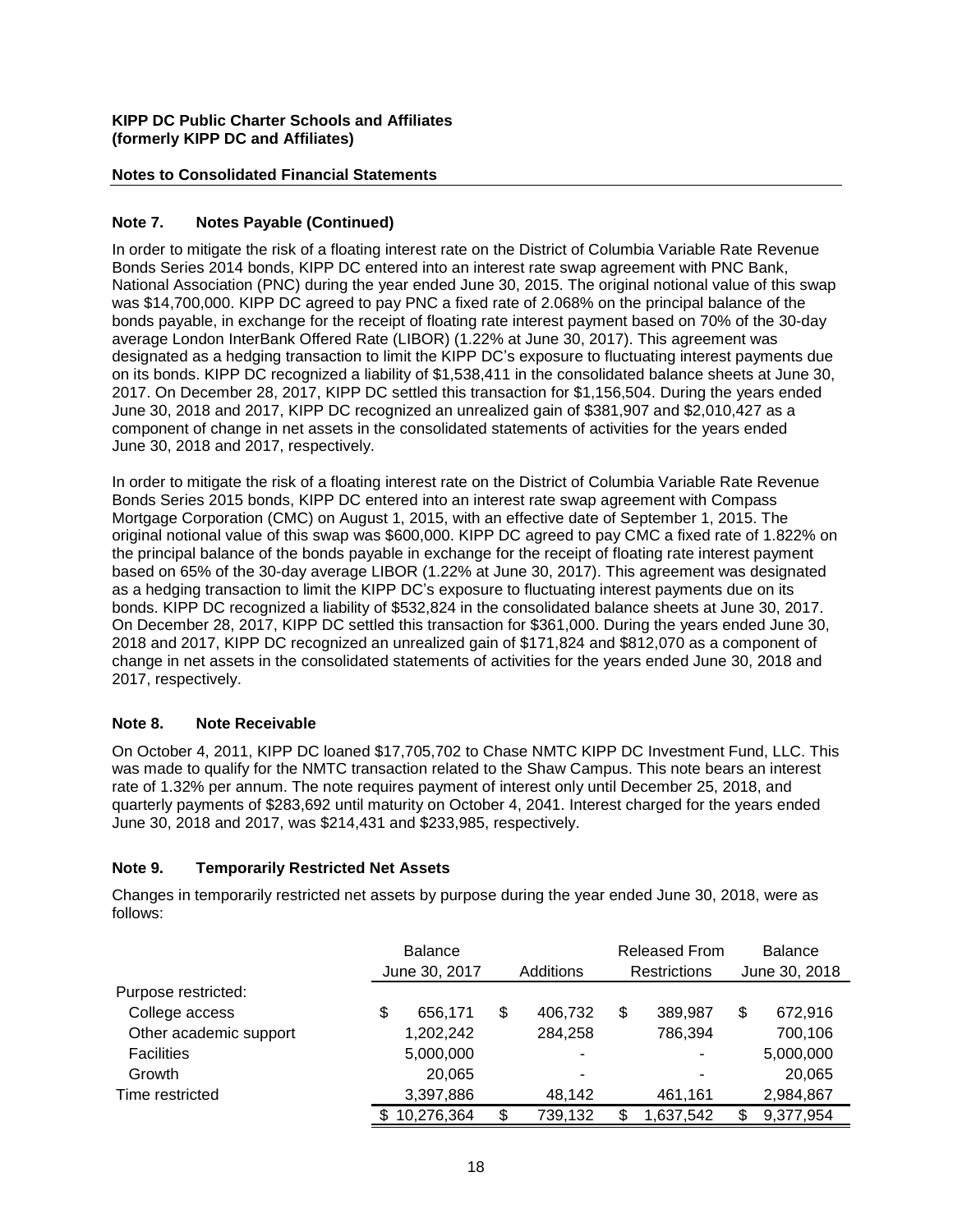**KIPP DC Public Charter Schools and Affiliates**
**(formerly KIPP DC and Affiliates)**

**Notes to Consolidated Financial Statements**

## Note 7. Notes Payable (Continued)

In order to mitigate the risk of a floating interest rate on the District of Columbia Variable Rate Revenue Bonds Series 2014 bonds, KIPP DC entered into an interest rate swap agreement with PNC Bank, National Association (PNC) during the year ended June 30, 2015. The original notional value of this swap was $14,700,000. KIPP DC agreed to pay PNC a fixed rate of 2.068% on the principal balance of the bonds payable, in exchange for the receipt of floating rate interest payment based on 70% of the 30-day average London InterBank Offered Rate (LIBOR) (1.22% at June 30, 2017). This agreement was designated as a hedging transaction to limit the KIPP DC's exposure to fluctuating interest payments due on its bonds. KIPP DC recognized a liability of $1,538,411 in the consolidated balance sheets at June 30, 2017. On December 28, 2017, KIPP DC settled this transaction for $1,156,504. During the years ended June 30, 2018 and 2017, KIPP DC recognized an unrealized gain of $381,907 and $2,010,427 as a component of change in net assets in the consolidated statements of activities for the years ended June 30, 2018 and 2017, respectively.

In order to mitigate the risk of a floating interest rate on the District of Columbia Variable Rate Revenue Bonds Series 2015 bonds, KIPP DC entered into an interest rate swap agreement with Compass Mortgage Corporation (CMC) on August 1, 2015, with an effective date of September 1, 2015. The original notional value of this swap was $600,000. KIPP DC agreed to pay CMC a fixed rate of 1.822% on the principal balance of the bonds payable in exchange for the receipt of floating rate interest payment based on 65% of the 30-day average LIBOR (1.22% at June 30, 2017). This agreement was designated as a hedging transaction to limit the KIPP DC's exposure to fluctuating interest payments due on its bonds. KIPP DC recognized a liability of $532,824 in the consolidated balance sheets at June 30, 2017. On December 28, 2017, KIPP DC settled this transaction for $361,000. During the years ended June 30, 2018 and 2017, KIPP DC recognized an unrealized gain of $171,824 and $812,070 as a component of change in net assets in the consolidated statements of activities for the years ended June 30, 2018 and 2017, respectively.

## Note 8. Note Receivable

On October 4, 2011, KIPP DC loaned $17,705,702 to Chase NMTC KIPP DC Investment Fund, LLC. This was made to qualify for the NMTC transaction related to the Shaw Campus. This note bears an interest rate of 1.32% per annum. The note requires payment of interest only until December 25, 2018, and quarterly payments of $283,692 until maturity on October 4, 2041. Interest charged for the years ended June 30, 2018 and 2017, was $214,431 and $233,985, respectively.

## Note 9. Temporarily Restricted Net Assets

Changes in temporarily restricted net assets by purpose during the year ended June 30, 2018, were as follows:

| | Balance June 30, 2017 | Additions | Released From Restrictions | Balance June 30, 2018 |
|---|---|---|---|---|
| Purpose restricted: | | | | |
| College access | $ 656,171 | $ 406,732 | $ 389,987 | $ 672,916 |
| Other academic support | 1,202,242 | 284,258 | 786,394 | 700,106 |
| Facilities | 5,000,000 | - | - | 5,000,000 |
| Growth | 20,065 | - | - | 20,065 |
| Time restricted | 3,397,886 | 48,142 | 461,161 | 2,984,867 |
| | $ 10,276,364 | $ 739,132 | $ 1,637,542 | $ 9,377,954 |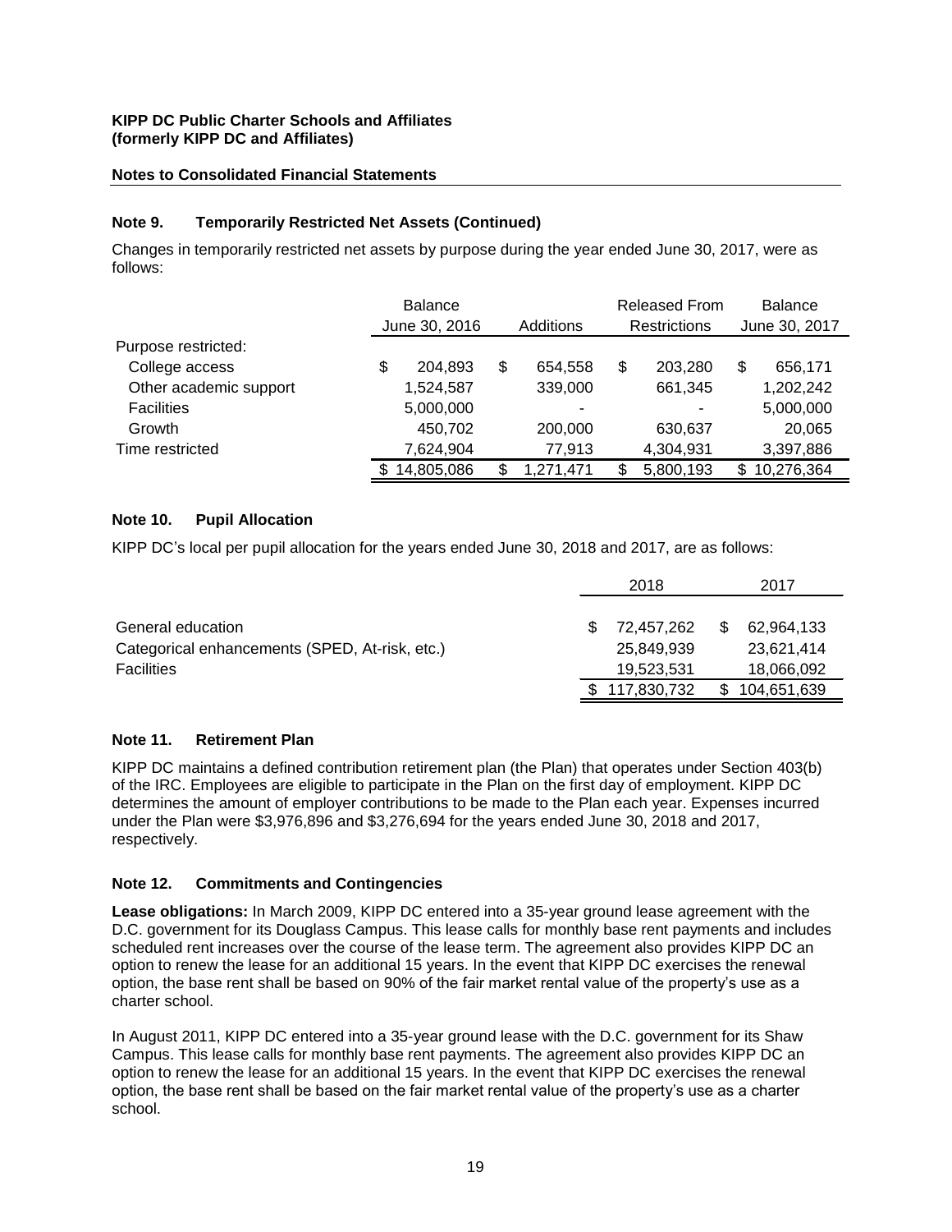**KIPP DC Public Charter Schools and Affiliates**
**(formerly KIPP DC and Affiliates)**

**Notes to Consolidated Financial Statements**

### Note 9. Temporarily Restricted Net Assets (Continued)

Changes in temporarily restricted net assets by purpose during the year ended June 30, 2017, were as follows:

| | Balance June 30, 2016 | Additions | Released From Restrictions | Balance June 30, 2017 |
|---|---|---|---|---|
| Purpose restricted: | | | | |
| College access | $ 204,893 | $ 654,558 | $ 203,280 | $ 656,171 |
| Other academic support | 1,524,587 | 339,000 | 661,345 | 1,202,242 |
| Facilities | 5,000,000 | - | - | 5,000,000 |
| Growth | 450,702 | 200,000 | 630,637 | 20,065 |
| Time restricted | 7,624,904 | 77,913 | 4,304,931 | 3,397,886 |
| | $ 14,805,086 | $ 1,271,471 | $ 5,800,193 | $ 10,276,364 |

### Note 10. Pupil Allocation

KIPP DC's local per pupil allocation for the years ended June 30, 2018 and 2017, are as follows:

| | 2018 | 2017 |
|---|---|---|
| General education | $ 72,457,262 | $ 62,964,133 |
| Categorical enhancements (SPED, At-risk, etc.) | 25,849,939 | 23,621,414 |
| Facilities | 19,523,531 | 18,066,092 |
| | $ 117,830,732 | $ 104,651,639 |

### Note 11. Retirement Plan

KIPP DC maintains a defined contribution retirement plan (the Plan) that operates under Section 403(b) of the IRC. Employees are eligible to participate in the Plan on the first day of employment. KIPP DC determines the amount of employer contributions to be made to the Plan each year. Expenses incurred under the Plan were $3,976,896 and $3,276,694 for the years ended June 30, 2018 and 2017, respectively.

### Note 12. Commitments and Contingencies

**Lease obligations:** In March 2009, KIPP DC entered into a 35-year ground lease agreement with the D.C. government for its Douglass Campus. This lease calls for monthly base rent payments and includes scheduled rent increases over the course of the lease term. The agreement also provides KIPP DC an option to renew the lease for an additional 15 years. In the event that KIPP DC exercises the renewal option, the base rent shall be based on 90% of the fair market rental value of the property's use as a charter school.

In August 2011, KIPP DC entered into a 35-year ground lease with the D.C. government for its Shaw Campus. This lease calls for monthly base rent payments. The agreement also provides KIPP DC an option to renew the lease for an additional 15 years. In the event that KIPP DC exercises the renewal option, the base rent shall be based on the fair market rental value of the property's use as a charter school.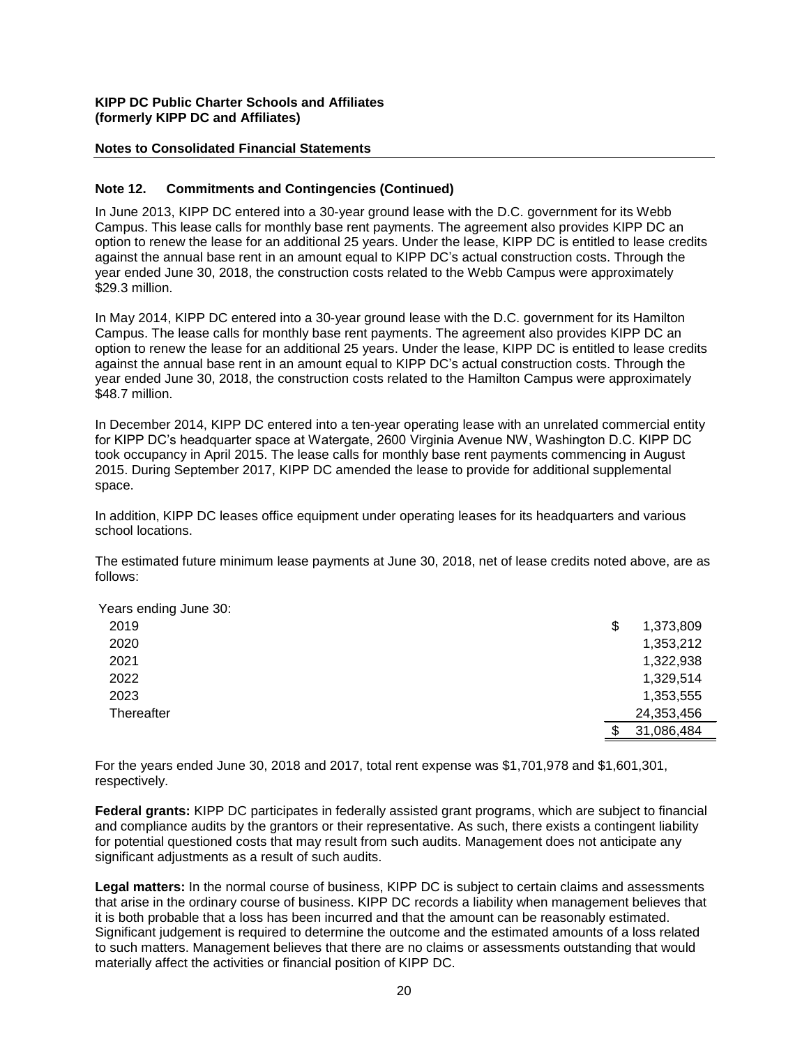## Note 12. Commitments and Contingencies (Continued)

In June 2013, KIPP DC entered into a 30-year ground lease with the D.C. government for its Webb Campus. This lease calls for monthly base rent payments. The agreement also provides KIPP DC an option to renew the lease for an additional 25 years. Under the lease, KIPP DC is entitled to lease credits against the annual base rent in an amount equal to KIPP DC's actual construction costs. Through the year ended June 30, 2018, the construction costs related to the Webb Campus were approximately $29.3 million.

In May 2014, KIPP DC entered into a 30-year ground lease with the D.C. government for its Hamilton Campus. The lease calls for monthly base rent payments. The agreement also provides KIPP DC an option to renew the lease for an additional 25 years. Under the lease, KIPP DC is entitled to lease credits against the annual base rent in an amount equal to KIPP DC's actual construction costs. Through the year ended June 30, 2018, the construction costs related to the Hamilton Campus were approximately $48.7 million.

In December 2014, KIPP DC entered into a ten-year operating lease with an unrelated commercial entity for KIPP DC's headquarter space at Watergate, 2600 Virginia Avenue NW, Washington D.C. KIPP DC took occupancy in April 2015. The lease calls for monthly base rent payments commencing in August 2015. During September 2017, KIPP DC amended the lease to provide for additional supplemental space.

In addition, KIPP DC leases office equipment under operating leases for its headquarters and various school locations.

The estimated future minimum lease payments at June 30, 2018, net of lease credits noted above, are as follows:

| Years ending June 30: | |
|---|---|
| 2019 | $ 1,373,809 |
| 2020 | 1,353,212 |
| 2021 | 1,322,938 |
| 2022 | 1,329,514 |
| 2023 | 1,353,555 |
| Thereafter | 24,353,456 |
| | $ 31,086,484 |

For the years ended June 30, 2018 and 2017, total rent expense was $1,701,978 and $1,601,301, respectively.

**Federal grants:** KIPP DC participates in federally assisted grant programs, which are subject to financial and compliance audits by the grantors or their representative. As such, there exists a contingent liability for potential questioned costs that may result from such audits. Management does not anticipate any significant adjustments as a result of such audits.

**Legal matters:** In the normal course of business, KIPP DC is subject to certain claims and assessments that arise in the ordinary course of business. KIPP DC records a liability when management believes that it is both probable that a loss has been incurred and that the amount can be reasonably estimated. Significant judgement is required to determine the outcome and the estimated amounts of a loss related to such matters. Management believes that there are no claims or assessments outstanding that would materially affect the activities or financial position of KIPP DC.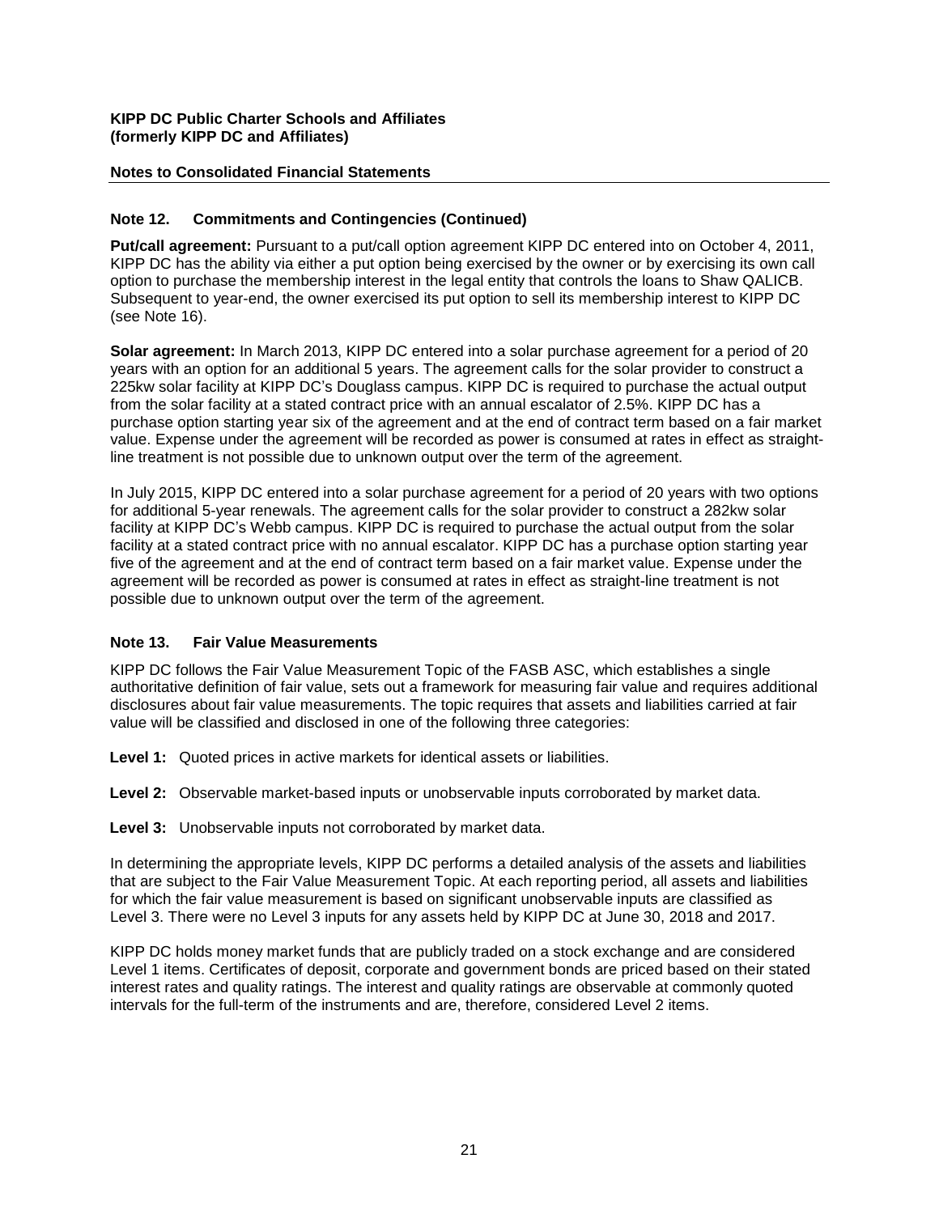**KIPP DC Public Charter Schools and Affiliates**
**(formerly KIPP DC and Affiliates)**

**Notes to Consolidated Financial Statements**

## Note 12. Commitments and Contingencies (Continued)

**Put/call agreement:** Pursuant to a put/call option agreement KIPP DC entered into on October 4, 2011, KIPP DC has the ability via either a put option being exercised by the owner or by exercising its own call option to purchase the membership interest in the legal entity that controls the loans to Shaw QALICB. Subsequent to year-end, the owner exercised its put option to sell its membership interest to KIPP DC (see Note 16).

**Solar agreement:** In March 2013, KIPP DC entered into a solar purchase agreement for a period of 20 years with an option for an additional 5 years. The agreement calls for the solar provider to construct a 225kw solar facility at KIPP DC's Douglass campus. KIPP DC is required to purchase the actual output from the solar facility at a stated contract price with an annual escalator of 2.5%. KIPP DC has a purchase option starting year six of the agreement and at the end of contract term based on a fair market value. Expense under the agreement will be recorded as power is consumed at rates in effect as straight-line treatment is not possible due to unknown output over the term of the agreement.

In July 2015, KIPP DC entered into a solar purchase agreement for a period of 20 years with two options for additional 5-year renewals. The agreement calls for the solar provider to construct a 282kw solar facility at KIPP DC's Webb campus. KIPP DC is required to purchase the actual output from the solar facility at a stated contract price with no annual escalator. KIPP DC has a purchase option starting year five of the agreement and at the end of contract term based on a fair market value. Expense under the agreement will be recorded as power is consumed at rates in effect as straight-line treatment is not possible due to unknown output over the term of the agreement.

## Note 13. Fair Value Measurements

KIPP DC follows the Fair Value Measurement Topic of the FASB ASC, which establishes a single authoritative definition of fair value, sets out a framework for measuring fair value and requires additional disclosures about fair value measurements. The topic requires that assets and liabilities carried at fair value will be classified and disclosed in one of the following three categories:

**Level 1:** Quoted prices in active markets for identical assets or liabilities.

**Level 2:** Observable market-based inputs or unobservable inputs corroborated by market data.

**Level 3:** Unobservable inputs not corroborated by market data.

In determining the appropriate levels, KIPP DC performs a detailed analysis of the assets and liabilities that are subject to the Fair Value Measurement Topic. At each reporting period, all assets and liabilities for which the fair value measurement is based on significant unobservable inputs are classified as Level 3. There were no Level 3 inputs for any assets held by KIPP DC at June 30, 2018 and 2017.

KIPP DC holds money market funds that are publicly traded on a stock exchange and are considered Level 1 items. Certificates of deposit, corporate and government bonds are priced based on their stated interest rates and quality ratings. The interest and quality ratings are observable at commonly quoted intervals for the full-term of the instruments and are, therefore, considered Level 2 items.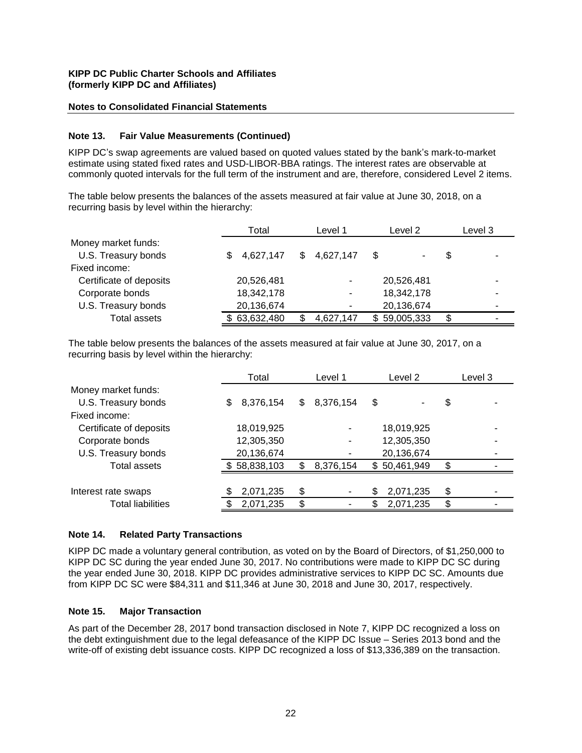**KIPP DC Public Charter Schools and Affiliates**
**(formerly KIPP DC and Affiliates)**

**Notes to Consolidated Financial Statements**

### Note 13. Fair Value Measurements (Continued)

KIPP DC's swap agreements are valued based on quoted values stated by the bank's mark-to-market estimate using stated fixed rates and USD-LIBOR-BBA ratings. The interest rates are observable at commonly quoted intervals for the full term of the instrument and are, therefore, considered Level 2 items.

The table below presents the balances of the assets measured at fair value at June 30, 2018, on a recurring basis by level within the hierarchy:

| | Total | Level 1 | Level 2 | Level 3 |
|---|---|---|---|---|
| Money market funds: | | | | |
| U.S. Treasury bonds | $ 4,627,147 | $ 4,627,147 | $ - | $ - |
| Fixed income: | | | | |
| Certificate of deposits | 20,526,481 | - | 20,526,481 | - |
| Corporate bonds | 18,342,178 | - | 18,342,178 | - |
| U.S. Treasury bonds | 20,136,674 | - | 20,136,674 | - |
| Total assets | $ 63,632,480 | $ 4,627,147 | $ 59,005,333 | $ - |

The table below presents the balances of the assets measured at fair value at June 30, 2017, on a recurring basis by level within the hierarchy:

| | Total | Level 1 | Level 2 | Level 3 |
|---|---|---|---|---|
| Money market funds: | | | | |
| U.S. Treasury bonds | $ 8,376,154 | $ 8,376,154 | $ - | $ - |
| Fixed income: | | | | |
| Certificate of deposits | 18,019,925 | - | 18,019,925 | - |
| Corporate bonds | 12,305,350 | - | 12,305,350 | - |
| U.S. Treasury bonds | 20,136,674 | - | 20,136,674 | - |
| Total assets | $ 58,838,103 | $ 8,376,154 | $ 50,461,949 | $ - |
| | | | | |
| Interest rate swaps | $ 2,071,235 | $ - | $ 2,071,235 | $ - |
| Total liabilities | $ 2,071,235 | $ - | $ 2,071,235 | $ - |

### Note 14. Related Party Transactions

KIPP DC made a voluntary general contribution, as voted on by the Board of Directors, of $1,250,000 to KIPP DC SC during the year ended June 30, 2017. No contributions were made to KIPP DC SC during the year ended June 30, 2018. KIPP DC provides administrative services to KIPP DC SC. Amounts due from KIPP DC SC were $84,311 and $11,346 at June 30, 2018 and June 30, 2017, respectively.

### Note 15. Major Transaction

As part of the December 28, 2017 bond transaction disclosed in Note 7, KIPP DC recognized a loss on the debt extinguishment due to the legal defeasance of the KIPP DC Issue – Series 2013 bond and the write-off of existing debt issuance costs. KIPP DC recognized a loss of $13,336,389 on the transaction.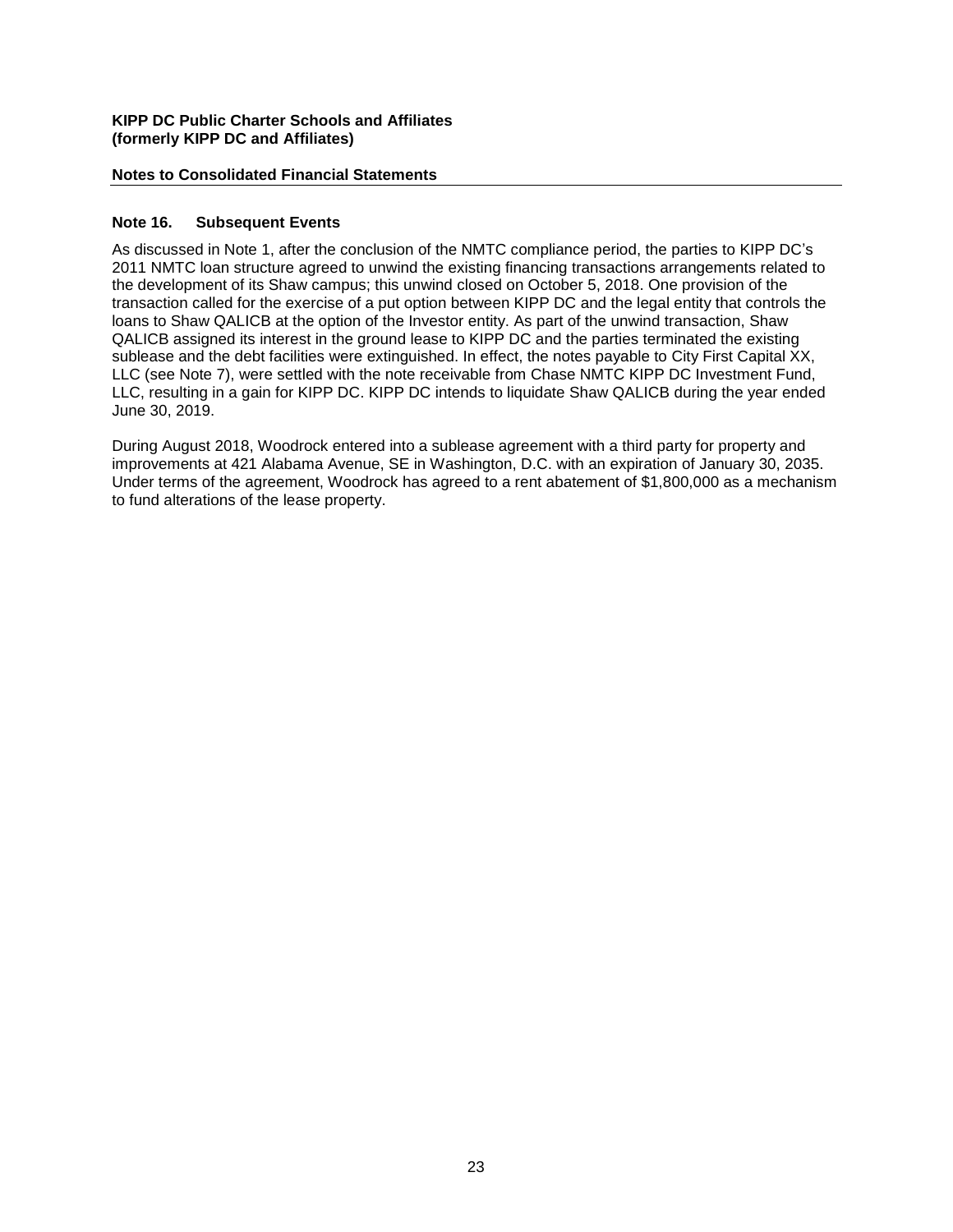## Note 16. Subsequent Events

As discussed in Note 1, after the conclusion of the NMTC compliance period, the parties to KIPP DC's 2011 NMTC loan structure agreed to unwind the existing financing transactions arrangements related to the development of its Shaw campus; this unwind closed on October 5, 2018. One provision of the transaction called for the exercise of a put option between KIPP DC and the legal entity that controls the loans to Shaw QALICB at the option of the Investor entity. As part of the unwind transaction, Shaw QALICB assigned its interest in the ground lease to KIPP DC and the parties terminated the existing sublease and the debt facilities were extinguished. In effect, the notes payable to City First Capital XX, LLC (see Note 7), were settled with the note receivable from Chase NMTC KIPP DC Investment Fund, LLC, resulting in a gain for KIPP DC. KIPP DC intends to liquidate Shaw QALICB during the year ended June 30, 2019.

During August 2018, Woodrock entered into a sublease agreement with a third party for property and improvements at 421 Alabama Avenue, SE in Washington, D.C. with an expiration of January 30, 2035. Under terms of the agreement, Woodrock has agreed to a rent abatement of $1,800,000 as a mechanism to fund alterations of the lease property.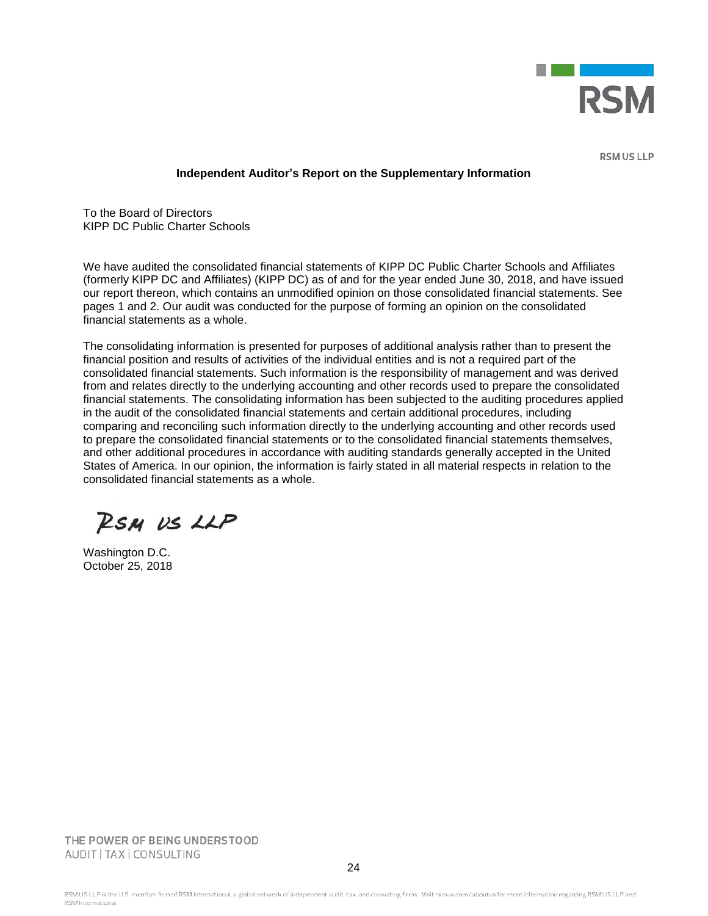RSM US LLP

## Independent Auditor's Report on the Supplementary Information

To the Board of Directors
KIPP DC Public Charter Schools

We have audited the consolidated financial statements of KIPP DC Public Charter Schools and Affiliates (formerly KIPP DC and Affiliates) (KIPP DC) as of and for the year ended June 30, 2018, and have issued our report thereon, which contains an unmodified opinion on those consolidated financial statements. See pages 1 and 2. Our audit was conducted for the purpose of forming an opinion on the consolidated financial statements as a whole.

The consolidating information is presented for purposes of additional analysis rather than to present the financial position and results of activities of the individual entities and is not a required part of the consolidated financial statements. Such information is the responsibility of management and was derived from and relates directly to the underlying accounting and other records used to prepare the consolidated financial statements. The consolidating information has been subjected to the auditing procedures applied in the audit of the consolidated financial statements and certain additional procedures, including comparing and reconciling such information directly to the underlying accounting and other records used to prepare the consolidated financial statements or to the consolidated financial statements themselves, and other additional procedures in accordance with auditing standards generally accepted in the United States of America. In our opinion, the information is fairly stated in all material respects in relation to the consolidated financial statements as a whole.

RSM US LLP

Washington D.C.
October 25, 2018

THE POWER OF BEING UNDERSTOOD
AUDIT | TAX | CONSULTING

RSM US LLP is the U.S. member firm of RSM International, a global network of independent audit, tax, and consulting firms. Visit rsmus.com/aboutus for more information regarding RSM US LLP and RSM International.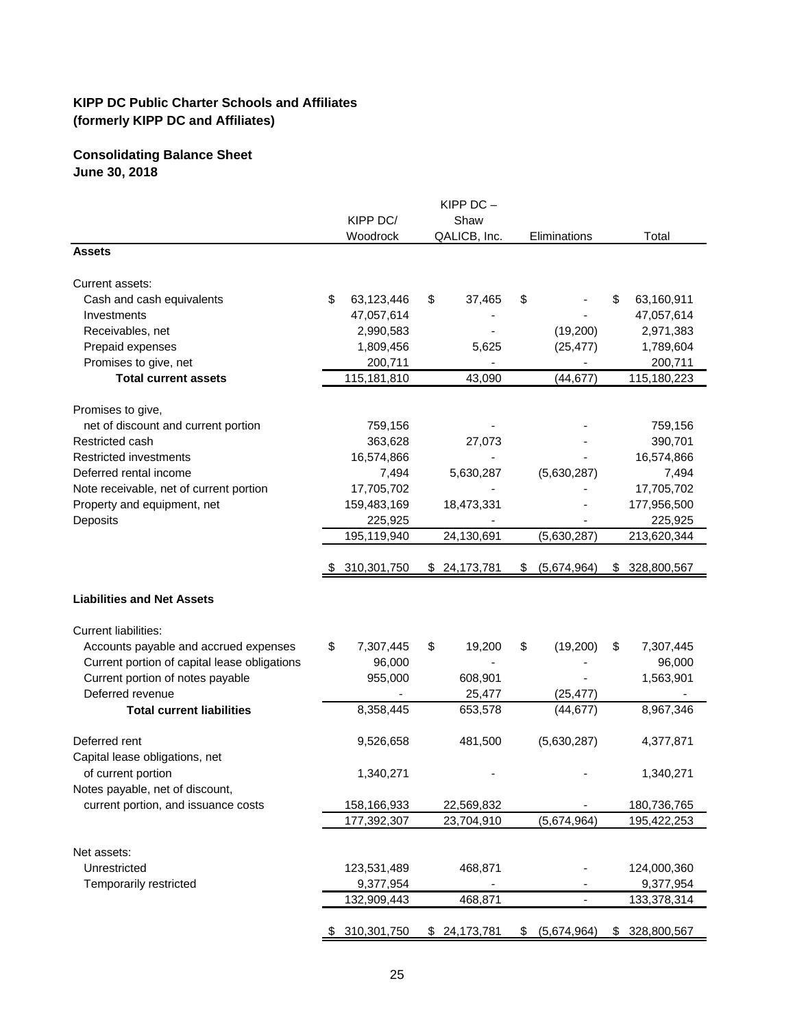**KIPP DC Public Charter Schools and Affiliates**
**(formerly KIPP DC and Affiliates)**

**Consolidating Balance Sheet**
**June 30, 2018**

| | KIPP DC/ Woodrock | KIPP DC – Shaw QALICB, Inc. | Eliminations | Total |
|---|---|---|---|---|
| **Assets** | | | | |
| Current assets: | | | | |
| Cash and cash equivalents | $ 63,123,446 | $ 37,465 | $ - | $ 63,160,911 |
| Investments | 47,057,614 | - | - | 47,057,614 |
| Receivables, net | 2,990,583 | - | (19,200) | 2,971,383 |
| Prepaid expenses | 1,809,456 | 5,625 | (25,477) | 1,789,604 |
| Promises to give, net | 200,711 | - | - | 200,711 |
| **Total current assets** | 115,181,810 | 43,090 | (44,677) | 115,180,223 |
| Promises to give, net of discount and current portion | 759,156 | - | - | 759,156 |
| Restricted cash | 363,628 | 27,073 | - | 390,701 |
| Restricted investments | 16,574,866 | - | - | 16,574,866 |
| Deferred rental income | 7,494 | 5,630,287 | (5,630,287) | 7,494 |
| Note receivable, net of current portion | 17,705,702 | - | - | 17,705,702 |
| Property and equipment, net | 159,483,169 | 18,473,331 | - | 177,956,500 |
| Deposits | 225,925 | - | - | 225,925 |
| | 195,119,940 | 24,130,691 | (5,630,287) | 213,620,344 |
| | $ 310,301,750 | $ 24,173,781 | $ (5,674,964) | $ 328,800,567 |
| **Liabilities and Net Assets** | | | | |
| Current liabilities: | | | | |
| Accounts payable and accrued expenses | $ 7,307,445 | $ 19,200 | $ (19,200) | $ 7,307,445 |
| Current portion of capital lease obligations | 96,000 | - | - | 96,000 |
| Current portion of notes payable | 955,000 | 608,901 | - | 1,563,901 |
| Deferred revenue | - | 25,477 | (25,477) | - |
| **Total current liabilities** | 8,358,445 | 653,578 | (44,677) | 8,967,346 |
| Deferred rent | 9,526,658 | 481,500 | (5,630,287) | 4,377,871 |
| Capital lease obligations, net of current portion | 1,340,271 | - | - | 1,340,271 |
| Notes payable, net of discount, current portion, and issuance costs | 158,166,933 | 22,569,832 | - | 180,736,765 |
| | 177,392,307 | 23,704,910 | (5,674,964) | 195,422,253 |
| Net assets: | | | | |
| Unrestricted | 123,531,489 | 468,871 | - | 124,000,360 |
| Temporarily restricted | 9,377,954 | - | - | 9,377,954 |
| | 132,909,443 | 468,871 | - | 133,378,314 |
| | $ 310,301,750 | $ 24,173,781 | $ (5,674,964) | $ 328,800,567 |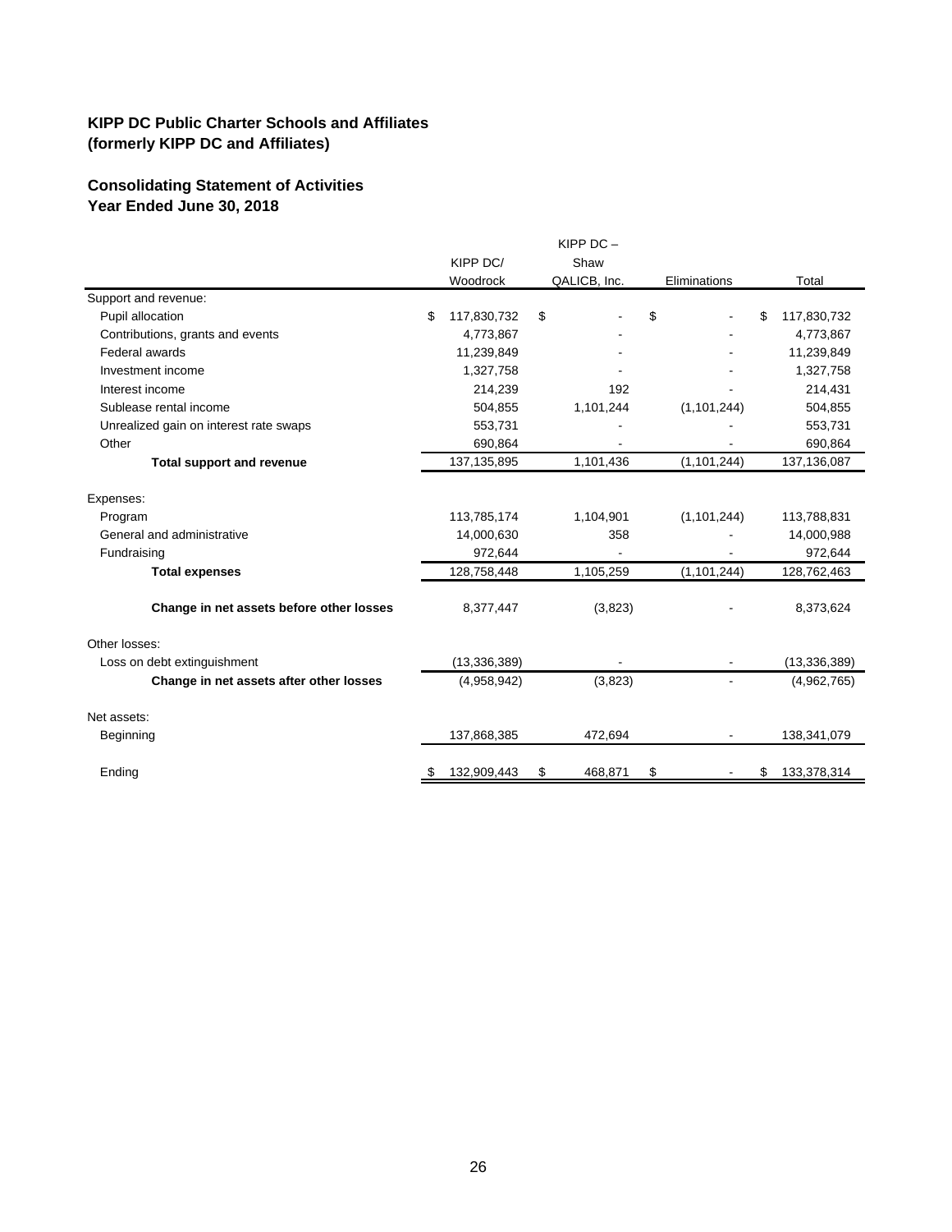**KIPP DC Public Charter Schools and Affiliates**
**(formerly KIPP DC and Affiliates)**

**Consolidating Statement of Activities**
**Year Ended June 30, 2018**

| | KIPP DC/ Woodrock | KIPP DC – Shaw QALICB, Inc. | Eliminations | Total |
|---|---|---|---|---|
| Support and revenue: | | | | |
| Pupil allocation | $ 117,830,732 | $ - | $ - | $ 117,830,732 |
| Contributions, grants and events | 4,773,867 | - | - | 4,773,867 |
| Federal awards | 11,239,849 | - | - | 11,239,849 |
| Investment income | 1,327,758 | - | - | 1,327,758 |
| Interest income | 214,239 | 192 | - | 214,431 |
| Sublease rental income | 504,855 | 1,101,244 | (1,101,244) | 504,855 |
| Unrealized gain on interest rate swaps | 553,731 | - | - | 553,731 |
| Other | 690,864 | - | - | 690,864 |
| **Total support and revenue** | 137,135,895 | 1,101,436 | (1,101,244) | 137,136,087 |
| Expenses: | | | | |
| Program | 113,785,174 | 1,104,901 | (1,101,244) | 113,788,831 |
| General and administrative | 14,000,630 | 358 | - | 14,000,988 |
| Fundraising | 972,644 | - | - | 972,644 |
| **Total expenses** | 128,758,448 | 1,105,259 | (1,101,244) | 128,762,463 |
| **Change in net assets before other losses** | 8,377,447 | (3,823) | - | 8,373,624 |
| Other losses: | | | | |
| Loss on debt extinguishment | (13,336,389) | - | - | (13,336,389) |
| **Change in net assets after other losses** | (4,958,942) | (3,823) | - | (4,962,765) |
| Net assets: | | | | |
| Beginning | 137,868,385 | 472,694 | - | 138,341,079 |
| Ending | $ 132,909,443 | $ 468,871 | $ - | $ 133,378,314 |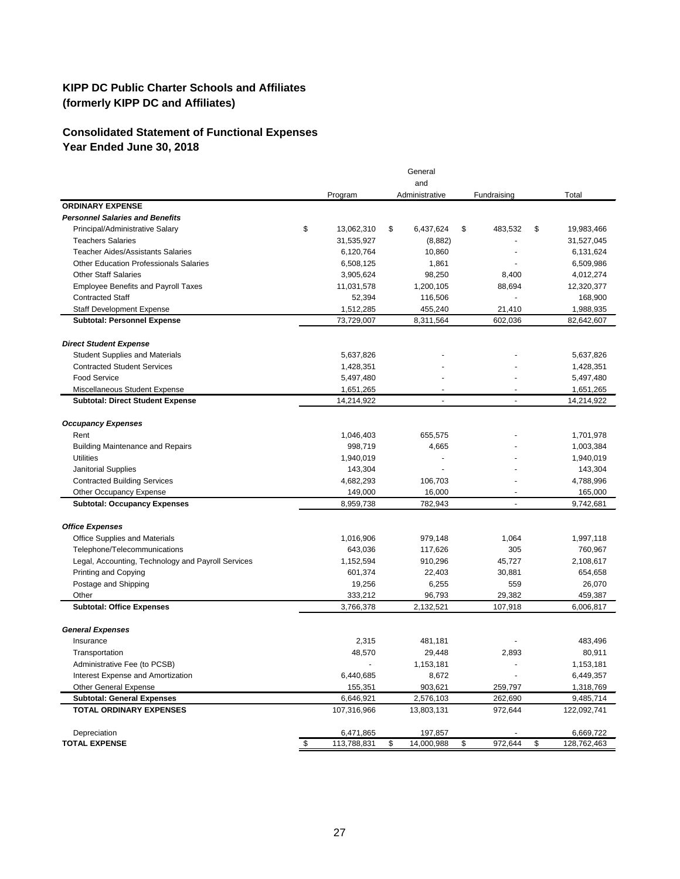**KIPP DC Public Charter Schools and Affiliates**
**(formerly KIPP DC and Affiliates)**

**Consolidated Statement of Functional Expenses**
**Year Ended June 30, 2018**

| | Program | General and Administrative | Fundraising | Total |
|---|---|---|---|---|
| **ORDINARY EXPENSE** | | | | |
| ***Personnel Salaries and Benefits*** | | | | |
| Principal/Administrative Salary | $ 13,062,310 | $ 6,437,624 | $ 483,532 | $ 19,983,466 |
| Teachers Salaries | 31,535,927 | (8,882) | - | 31,527,045 |
| Teacher Aides/Assistants Salaries | 6,120,764 | 10,860 | - | 6,131,624 |
| Other Education Professionals Salaries | 6,508,125 | 1,861 | - | 6,509,986 |
| Other Staff Salaries | 3,905,624 | 98,250 | 8,400 | 4,012,274 |
| Employee Benefits and Payroll Taxes | 11,031,578 | 1,200,105 | 88,694 | 12,320,377 |
| Contracted Staff | 52,394 | 116,506 | - | 168,900 |
| Staff Development Expense | 1,512,285 | 455,240 | 21,410 | 1,988,935 |
| **Subtotal: Personnel Expense** | 73,729,007 | 8,311,564 | 602,036 | 82,642,607 |
| ***Direct Student Expense*** | | | | |
| Student Supplies and Materials | 5,637,826 | - | - | 5,637,826 |
| Contracted Student Services | 1,428,351 | - | - | 1,428,351 |
| Food Service | 5,497,480 | - | - | 5,497,480 |
| Miscellaneous Student Expense | 1,651,265 | - | - | 1,651,265 |
| **Subtotal: Direct Student Expense** | 14,214,922 | - | - | 14,214,922 |
| ***Occupancy Expenses*** | | | | |
| Rent | 1,046,403 | 655,575 | - | 1,701,978 |
| Building Maintenance and Repairs | 998,719 | 4,665 | - | 1,003,384 |
| Utilities | 1,940,019 | - | - | 1,940,019 |
| Janitorial Supplies | 143,304 | - | - | 143,304 |
| Contracted Building Services | 4,682,293 | 106,703 | - | 4,788,996 |
| Other Occupancy Expense | 149,000 | 16,000 | - | 165,000 |
| **Subtotal: Occupancy Expenses** | 8,959,738 | 782,943 | - | 9,742,681 |
| ***Office Expenses*** | | | | |
| Office Supplies and Materials | 1,016,906 | 979,148 | 1,064 | 1,997,118 |
| Telephone/Telecommunications | 643,036 | 117,626 | 305 | 760,967 |
| Legal, Accounting, Technology and Payroll Services | 1,152,594 | 910,296 | 45,727 | 2,108,617 |
| Printing and Copying | 601,374 | 22,403 | 30,881 | 654,658 |
| Postage and Shipping | 19,256 | 6,255 | 559 | 26,070 |
| Other | 333,212 | 96,793 | 29,382 | 459,387 |
| **Subtotal: Office Expenses** | 3,766,378 | 2,132,521 | 107,918 | 6,006,817 |
| ***General Expenses*** | | | | |
| Insurance | 2,315 | 481,181 | - | 483,496 |
| Transportation | 48,570 | 29,448 | 2,893 | 80,911 |
| Administrative Fee (to PCSB) | - | 1,153,181 | - | 1,153,181 |
| Interest Expense and Amortization | 6,440,685 | 8,672 | - | 6,449,357 |
| Other General Expense | 155,351 | 903,621 | 259,797 | 1,318,769 |
| **Subtotal: General Expenses** | 6,646,921 | 2,576,103 | 262,690 | 9,485,714 |
| **TOTAL ORDINARY EXPENSES** | 107,316,966 | 13,803,131 | 972,644 | 122,092,741 |
| Depreciation | 6,471,865 | 197,857 | - | 6,669,722 |
| **TOTAL EXPENSE** | $ 113,788,831 | $ 14,000,988 | $ 972,644 | $ 128,762,463 |